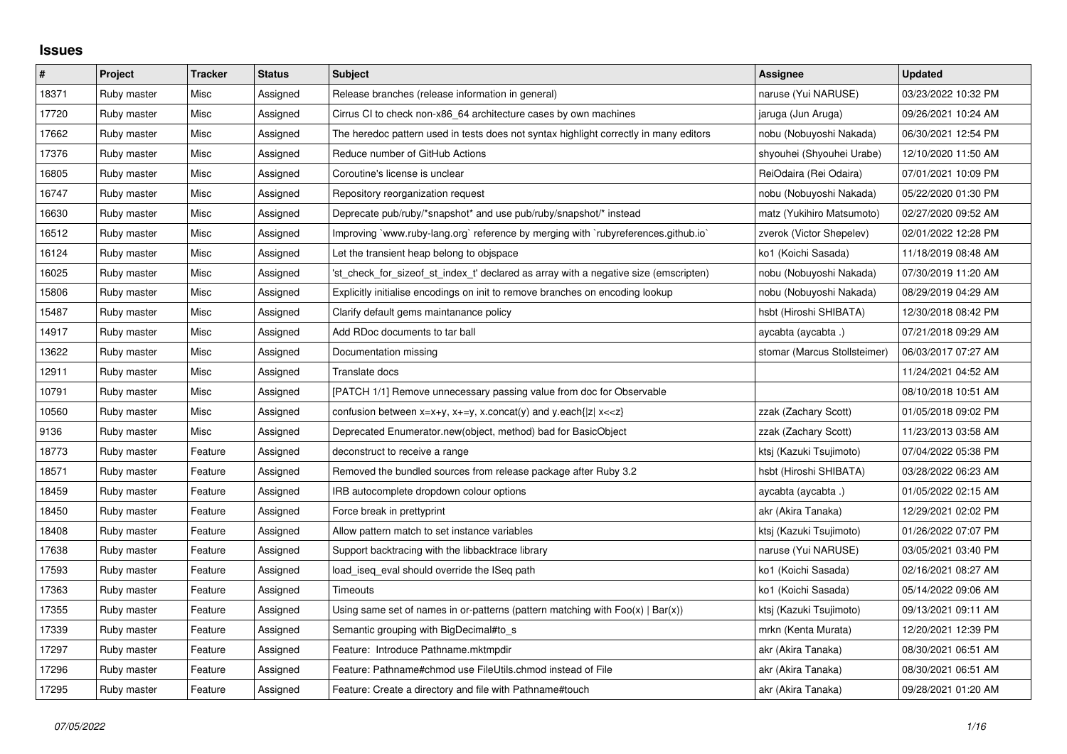## Issues

| # | Project | Tracker | Status | Subject | Assignee | Updated |
|---|---|---|---|---|---|---|
| 18371 | Ruby master | Misc | Assigned | Release branches (release information in general) | naruse (Yui NARUSE) | 03/23/2022 10:32 PM |
| 17720 | Ruby master | Misc | Assigned | Cirrus CI to check non-x86_64 architecture cases by own machines | jaruga (Jun Aruga) | 09/26/2021 10:24 AM |
| 17662 | Ruby master | Misc | Assigned | The heredoc pattern used in tests does not syntax highlight correctly in many editors | nobu (Nobuyoshi Nakada) | 06/30/2021 12:54 PM |
| 17376 | Ruby master | Misc | Assigned | Reduce number of GitHub Actions | shyouhei (Shyouhei Urabe) | 12/10/2020 11:50 AM |
| 16805 | Ruby master | Misc | Assigned | Coroutine's license is unclear | ReiOdaira (Rei Odaira) | 07/01/2021 10:09 PM |
| 16747 | Ruby master | Misc | Assigned | Repository reorganization request | nobu (Nobuyoshi Nakada) | 05/22/2020 01:30 PM |
| 16630 | Ruby master | Misc | Assigned | Deprecate pub/ruby/*snapshot* and use pub/ruby/snapshot/* instead | matz (Yukihiro Matsumoto) | 02/27/2020 09:52 AM |
| 16512 | Ruby master | Misc | Assigned | Improving `www.ruby-lang.org` reference by merging with `rubyreferences.github.io` | zverok (Victor Shepelev) | 02/01/2022 12:28 PM |
| 16124 | Ruby master | Misc | Assigned | Let the transient heap belong to objspace | ko1 (Koichi Sasada) | 11/18/2019 08:48 AM |
| 16025 | Ruby master | Misc | Assigned | 'st_check_for_sizeof_st_index_t' declared as array with a negative size (emscripten) | nobu (Nobuyoshi Nakada) | 07/30/2019 11:20 AM |
| 15806 | Ruby master | Misc | Assigned | Explicitly initialise encodings on init to remove branches on encoding lookup | nobu (Nobuyoshi Nakada) | 08/29/2019 04:29 AM |
| 15487 | Ruby master | Misc | Assigned | Clarify default gems maintanance policy | hsbt (Hiroshi SHIBATA) | 12/30/2018 08:42 PM |
| 14917 | Ruby master | Misc | Assigned | Add RDoc documents to tar ball | aycabta (aycabta .) | 07/21/2018 09:29 AM |
| 13622 | Ruby master | Misc | Assigned | Documentation missing | stomar (Marcus Stollsteimer) | 06/03/2017 07:27 AM |
| 12911 | Ruby master | Misc | Assigned | Translate docs | | 11/24/2021 04:52 AM |
| 10791 | Ruby master | Misc | Assigned | [PATCH 1/1] Remove unnecessary passing value from doc for Observable | | 08/10/2018 10:51 AM |
| 10560 | Ruby master | Misc | Assigned | confusion between x=x+y, x+=y, x.concat(y) and y.each{\|z\| x<<z} | zzak (Zachary Scott) | 01/05/2018 09:02 PM |
| 9136 | Ruby master | Misc | Assigned | Deprecated Enumerator.new(object, method) bad for BasicObject | zzak (Zachary Scott) | 11/23/2013 03:58 AM |
| 18773 | Ruby master | Feature | Assigned | deconstruct to receive a range | ktsj (Kazuki Tsujimoto) | 07/04/2022 05:38 PM |
| 18571 | Ruby master | Feature | Assigned | Removed the bundled sources from release package after Ruby 3.2 | hsbt (Hiroshi SHIBATA) | 03/28/2022 06:23 AM |
| 18459 | Ruby master | Feature | Assigned | IRB autocomplete dropdown colour options | aycabta (aycabta .) | 01/05/2022 02:15 AM |
| 18450 | Ruby master | Feature | Assigned | Force break in prettyprint | akr (Akira Tanaka) | 12/29/2021 02:02 PM |
| 18408 | Ruby master | Feature | Assigned | Allow pattern match to set instance variables | ktsj (Kazuki Tsujimoto) | 01/26/2022 07:07 PM |
| 17638 | Ruby master | Feature | Assigned | Support backtracing with the libbacktrace library | naruse (Yui NARUSE) | 03/05/2021 03:40 PM |
| 17593 | Ruby master | Feature | Assigned | load_iseq_eval should override the ISeq path | ko1 (Koichi Sasada) | 02/16/2021 08:27 AM |
| 17363 | Ruby master | Feature | Assigned | Timeouts | ko1 (Koichi Sasada) | 05/14/2022 09:06 AM |
| 17355 | Ruby master | Feature | Assigned | Using same set of names in or-patterns (pattern matching with Foo(x) \| Bar(x)) | ktsj (Kazuki Tsujimoto) | 09/13/2021 09:11 AM |
| 17339 | Ruby master | Feature | Assigned | Semantic grouping with BigDecimal#to_s | mrkn (Kenta Murata) | 12/20/2021 12:39 PM |
| 17297 | Ruby master | Feature | Assigned | Feature: Introduce Pathname.mktmpdir | akr (Akira Tanaka) | 08/30/2021 06:51 AM |
| 17296 | Ruby master | Feature | Assigned | Feature: Pathname#chmod use FileUtils.chmod instead of File | akr (Akira Tanaka) | 08/30/2021 06:51 AM |
| 17295 | Ruby master | Feature | Assigned | Feature: Create a directory and file with Pathname#touch | akr (Akira Tanaka) | 09/28/2021 01:20 AM |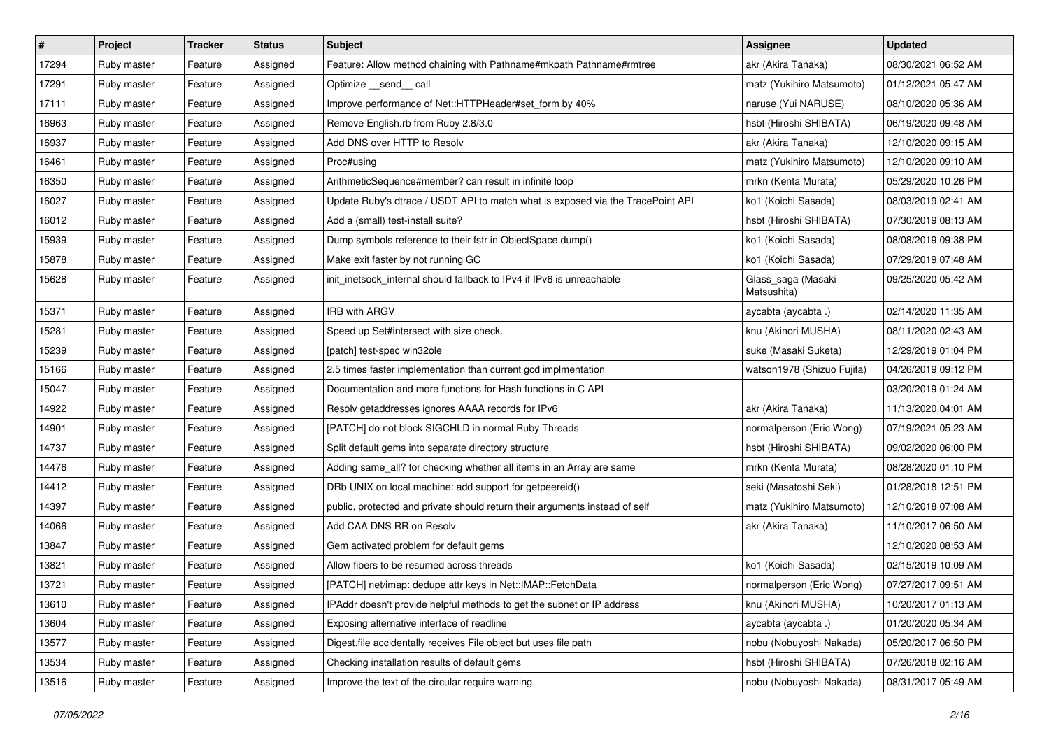| # | Project | Tracker | Status | Subject | Assignee | Updated |
|---|---|---|---|---|---|---|
| 17294 | Ruby master | Feature | Assigned | Feature: Allow method chaining with Pathname#mkpath Pathname#rmtree | akr (Akira Tanaka) | 08/30/2021 06:52 AM |
| 17291 | Ruby master | Feature | Assigned | Optimize __send__ call | matz (Yukihiro Matsumoto) | 01/12/2021 05:47 AM |
| 17111 | Ruby master | Feature | Assigned | Improve performance of Net::HTTPHeader#set_form by 40% | naruse (Yui NARUSE) | 08/10/2020 05:36 AM |
| 16963 | Ruby master | Feature | Assigned | Remove English.rb from Ruby 2.8/3.0 | hsbt (Hiroshi SHIBATA) | 06/19/2020 09:48 AM |
| 16937 | Ruby master | Feature | Assigned | Add DNS over HTTP to Resolv | akr (Akira Tanaka) | 12/10/2020 09:15 AM |
| 16461 | Ruby master | Feature | Assigned | Proc#using | matz (Yukihiro Matsumoto) | 12/10/2020 09:10 AM |
| 16350 | Ruby master | Feature | Assigned | ArithmeticSequence#member? can result in infinite loop | mrkn (Kenta Murata) | 05/29/2020 10:26 PM |
| 16027 | Ruby master | Feature | Assigned | Update Ruby's dtrace / USDT API to match what is exposed via the TracePoint API | ko1 (Koichi Sasada) | 08/03/2019 02:41 AM |
| 16012 | Ruby master | Feature | Assigned | Add a (small) test-install suite? | hsbt (Hiroshi SHIBATA) | 07/30/2019 08:13 AM |
| 15939 | Ruby master | Feature | Assigned | Dump symbols reference to their fstr in ObjectSpace.dump() | ko1 (Koichi Sasada) | 08/08/2019 09:38 PM |
| 15878 | Ruby master | Feature | Assigned | Make exit faster by not running GC | ko1 (Koichi Sasada) | 07/29/2019 07:48 AM |
| 15628 | Ruby master | Feature | Assigned | init_inetsock_internal should fallback to IPv4 if IPv6 is unreachable | Glass_saga (Masaki Matsushita) | 09/25/2020 05:42 AM |
| 15371 | Ruby master | Feature | Assigned | IRB with ARGV | aycabta (aycabta .) | 02/14/2020 11:35 AM |
| 15281 | Ruby master | Feature | Assigned | Speed up Set#intersect with size check. | knu (Akinori MUSHA) | 08/11/2020 02:43 AM |
| 15239 | Ruby master | Feature | Assigned | [patch] test-spec win32ole | suke (Masaki Suketa) | 12/29/2019 01:04 PM |
| 15166 | Ruby master | Feature | Assigned | 2.5 times faster implementation than current gcd implmentation | watson1978 (Shizuo Fujita) | 04/26/2019 09:12 PM |
| 15047 | Ruby master | Feature | Assigned | Documentation and more functions for Hash functions in C API | | 03/20/2019 01:24 AM |
| 14922 | Ruby master | Feature | Assigned | Resolv getaddresses ignores AAAA records for IPv6 | akr (Akira Tanaka) | 11/13/2020 04:01 AM |
| 14901 | Ruby master | Feature | Assigned | [PATCH] do not block SIGCHLD in normal Ruby Threads | normalperson (Eric Wong) | 07/19/2021 05:23 AM |
| 14737 | Ruby master | Feature | Assigned | Split default gems into separate directory structure | hsbt (Hiroshi SHIBATA) | 09/02/2020 06:00 PM |
| 14476 | Ruby master | Feature | Assigned | Adding same_all? for checking whether all items in an Array are same | mrkn (Kenta Murata) | 08/28/2020 01:10 PM |
| 14412 | Ruby master | Feature | Assigned | DRb UNIX on local machine: add support for getpeereid() | seki (Masatoshi Seki) | 01/28/2018 12:51 PM |
| 14397 | Ruby master | Feature | Assigned | public, protected and private should return their arguments instead of self | matz (Yukihiro Matsumoto) | 12/10/2018 07:08 AM |
| 14066 | Ruby master | Feature | Assigned | Add CAA DNS RR on Resolv | akr (Akira Tanaka) | 11/10/2017 06:50 AM |
| 13847 | Ruby master | Feature | Assigned | Gem activated problem for default gems | | 12/10/2020 08:53 AM |
| 13821 | Ruby master | Feature | Assigned | Allow fibers to be resumed across threads | ko1 (Koichi Sasada) | 02/15/2019 10:09 AM |
| 13721 | Ruby master | Feature | Assigned | [PATCH] net/imap: dedupe attr keys in Net::IMAP::FetchData | normalperson (Eric Wong) | 07/27/2017 09:51 AM |
| 13610 | Ruby master | Feature | Assigned | IPAddr doesn't provide helpful methods to get the subnet or IP address | knu (Akinori MUSHA) | 10/20/2017 01:13 AM |
| 13604 | Ruby master | Feature | Assigned | Exposing alternative interface of readline | aycabta (aycabta .) | 01/20/2020 05:34 AM |
| 13577 | Ruby master | Feature | Assigned | Digest.file accidentally receives File object but uses file path | nobu (Nobuyoshi Nakada) | 05/20/2017 06:50 PM |
| 13534 | Ruby master | Feature | Assigned | Checking installation results of default gems | hsbt (Hiroshi SHIBATA) | 07/26/2018 02:16 AM |
| 13516 | Ruby master | Feature | Assigned | Improve the text of the circular require warning | nobu (Nobuyoshi Nakada) | 08/31/2017 05:49 AM |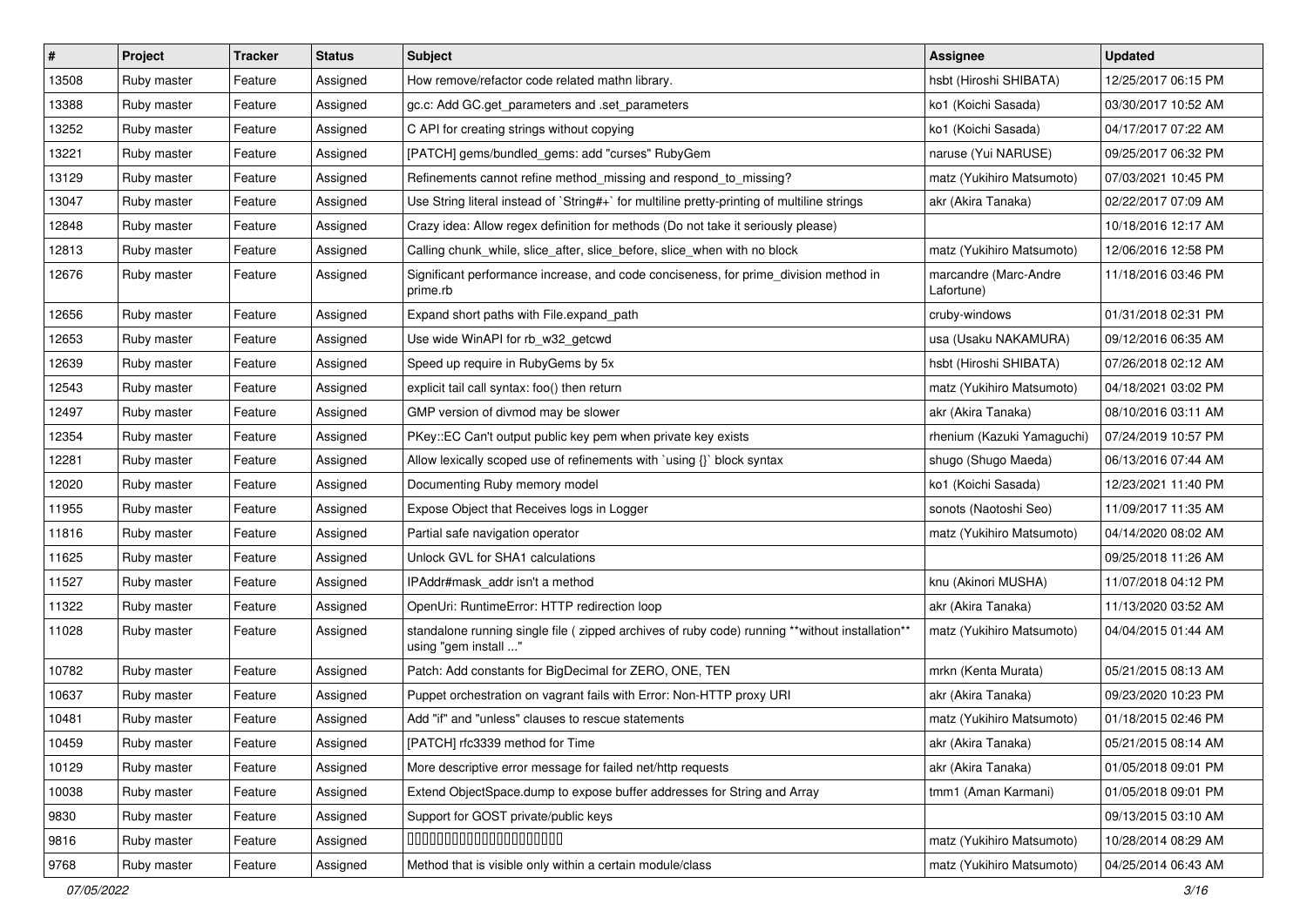| # | Project | Tracker | Status | Subject | Assignee | Updated |
| --- | --- | --- | --- | --- | --- | --- |
| 13508 | Ruby master | Feature | Assigned | How remove/refactor code related mathn library. | hsbt (Hiroshi SHIBATA) | 12/25/2017 06:15 PM |
| 13388 | Ruby master | Feature | Assigned | gc.c: Add GC.get_parameters and .set_parameters | ko1 (Koichi Sasada) | 03/30/2017 10:52 AM |
| 13252 | Ruby master | Feature | Assigned | C API for creating strings without copying | ko1 (Koichi Sasada) | 04/17/2017 07:22 AM |
| 13221 | Ruby master | Feature | Assigned | [PATCH] gems/bundled_gems: add "curses" RubyGem | naruse (Yui NARUSE) | 09/25/2017 06:32 PM |
| 13129 | Ruby master | Feature | Assigned | Refinements cannot refine method_missing and respond_to_missing? | matz (Yukihiro Matsumoto) | 07/03/2021 10:45 PM |
| 13047 | Ruby master | Feature | Assigned | Use String literal instead of `String#+` for multiline pretty-printing of multiline strings | akr (Akira Tanaka) | 02/22/2017 07:09 AM |
| 12848 | Ruby master | Feature | Assigned | Crazy idea: Allow regex definition for methods (Do not take it seriously please) | | 10/18/2016 12:17 AM |
| 12813 | Ruby master | Feature | Assigned | Calling chunk_while, slice_after, slice_before, slice_when with no block | matz (Yukihiro Matsumoto) | 12/06/2016 12:58 PM |
| 12676 | Ruby master | Feature | Assigned | Significant performance increase, and code conciseness, for prime_division method in prime.rb | marcandre (Marc-Andre Lafortune) | 11/18/2016 03:46 PM |
| 12656 | Ruby master | Feature | Assigned | Expand short paths with File.expand_path | cruby-windows | 01/31/2018 02:31 PM |
| 12653 | Ruby master | Feature | Assigned | Use wide WinAPI for rb_w32_getcwd | usa (Usaku NAKAMURA) | 09/12/2016 06:35 AM |
| 12639 | Ruby master | Feature | Assigned | Speed up require in RubyGems by 5x | hsbt (Hiroshi SHIBATA) | 07/26/2018 02:12 AM |
| 12543 | Ruby master | Feature | Assigned | explicit tail call syntax: foo() then return | matz (Yukihiro Matsumoto) | 04/18/2021 03:02 PM |
| 12497 | Ruby master | Feature | Assigned | GMP version of divmod may be slower | akr (Akira Tanaka) | 08/10/2016 03:11 AM |
| 12354 | Ruby master | Feature | Assigned | PKey::EC Can't output public key pem when private key exists | rhenium (Kazuki Yamaguchi) | 07/24/2019 10:57 PM |
| 12281 | Ruby master | Feature | Assigned | Allow lexically scoped use of refinements with `using {}` block syntax | shugo (Shugo Maeda) | 06/13/2016 07:44 AM |
| 12020 | Ruby master | Feature | Assigned | Documenting Ruby memory model | ko1 (Koichi Sasada) | 12/23/2021 11:40 PM |
| 11955 | Ruby master | Feature | Assigned | Expose Object that Receives logs in Logger | sonots (Naotoshi Seo) | 11/09/2017 11:35 AM |
| 11816 | Ruby master | Feature | Assigned | Partial safe navigation operator | matz (Yukihiro Matsumoto) | 04/14/2020 08:02 AM |
| 11625 | Ruby master | Feature | Assigned | Unlock GVL for SHA1 calculations | | 09/25/2018 11:26 AM |
| 11527 | Ruby master | Feature | Assigned | IPAddr#mask_addr isn't a method | knu (Akinori MUSHA) | 11/07/2018 04:12 PM |
| 11322 | Ruby master | Feature | Assigned | OpenUri: RuntimeError: HTTP redirection loop | akr (Akira Tanaka) | 11/13/2020 03:52 AM |
| 11028 | Ruby master | Feature | Assigned | standalone running single file ( zipped archives of ruby code) running **without installation** using "gem install ..." | matz (Yukihiro Matsumoto) | 04/04/2015 01:44 AM |
| 10782 | Ruby master | Feature | Assigned | Patch: Add constants for BigDecimal for ZERO, ONE, TEN | mrkn (Kenta Murata) | 05/21/2015 08:13 AM |
| 10637 | Ruby master | Feature | Assigned | Puppet orchestration on vagrant fails with Error: Non-HTTP proxy URI | akr (Akira Tanaka) | 09/23/2020 10:23 PM |
| 10481 | Ruby master | Feature | Assigned | Add "if" and "unless" clauses to rescue statements | matz (Yukihiro Matsumoto) | 01/18/2015 02:46 PM |
| 10459 | Ruby master | Feature | Assigned | [PATCH] rfc3339 method for Time | akr (Akira Tanaka) | 05/21/2015 08:14 AM |
| 10129 | Ruby master | Feature | Assigned | More descriptive error message for failed net/http requests | akr (Akira Tanaka) | 01/05/2018 09:01 PM |
| 10038 | Ruby master | Feature | Assigned | Extend ObjectSpace.dump to expose buffer addresses for String and Array | tmm1 (Aman Karmani) | 01/05/2018 09:01 PM |
| 9830 | Ruby master | Feature | Assigned | Support for GOST private/public keys | | 09/13/2015 03:10 AM |
| 9816 | Ruby master | Feature | Assigned | 00000000000000000000 | matz (Yukihiro Matsumoto) | 10/28/2014 08:29 AM |
| 9768 | Ruby master | Feature | Assigned | Method that is visible only within a certain module/class | matz (Yukihiro Matsumoto) | 04/25/2014 06:43 AM |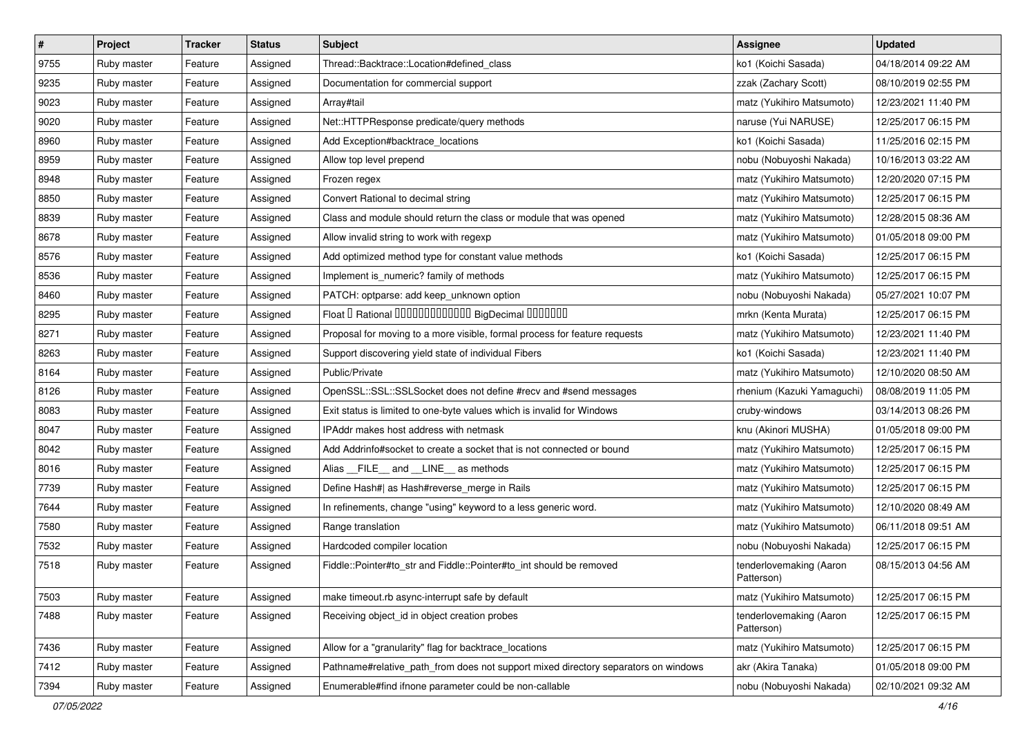| # | Project | Tracker | Status | Subject | Assignee | Updated |
|---|---|---|---|---|---|---|
| 9755 | Ruby master | Feature | Assigned | Thread::Backtrace::Location#defined_class | ko1 (Koichi Sasada) | 04/18/2014 09:22 AM |
| 9235 | Ruby master | Feature | Assigned | Documentation for commercial support | zzak (Zachary Scott) | 08/10/2019 02:55 PM |
| 9023 | Ruby master | Feature | Assigned | Array#tail | matz (Yukihiro Matsumoto) | 12/23/2021 11:40 PM |
| 9020 | Ruby master | Feature | Assigned | Net::HTTPResponse predicate/query methods | naruse (Yui NARUSE) | 12/25/2017 06:15 PM |
| 8960 | Ruby master | Feature | Assigned | Add Exception#backtrace_locations | ko1 (Koichi Sasada) | 11/25/2016 02:15 PM |
| 8959 | Ruby master | Feature | Assigned | Allow top level prepend | nobu (Nobuyoshi Nakada) | 10/16/2013 03:22 AM |
| 8948 | Ruby master | Feature | Assigned | Frozen regex | matz (Yukihiro Matsumoto) | 12/20/2020 07:15 PM |
| 8850 | Ruby master | Feature | Assigned | Convert Rational to decimal string | matz (Yukihiro Matsumoto) | 12/25/2017 06:15 PM |
| 8839 | Ruby master | Feature | Assigned | Class and module should return the class or module that was opened | matz (Yukihiro Matsumoto) | 12/28/2015 08:36 AM |
| 8678 | Ruby master | Feature | Assigned | Allow invalid string to work with regexp | matz (Yukihiro Matsumoto) | 01/05/2018 09:00 PM |
| 8576 | Ruby master | Feature | Assigned | Add optimized method type for constant value methods | ko1 (Koichi Sasada) | 12/25/2017 06:15 PM |
| 8536 | Ruby master | Feature | Assigned | Implement is_numeric? family of methods | matz (Yukihiro Matsumoto) | 12/25/2017 06:15 PM |
| 8460 | Ruby master | Feature | Assigned | PATCH: optparse: add keep_unknown option | nobu (Nobuyoshi Nakada) | 05/27/2021 10:07 PM |
| 8295 | Ruby master | Feature | Assigned | Float � Rational ������������� BigDecimal ������� | mrkn (Kenta Murata) | 12/25/2017 06:15 PM |
| 8271 | Ruby master | Feature | Assigned | Proposal for moving to a more visible, formal process for feature requests | matz (Yukihiro Matsumoto) | 12/23/2021 11:40 PM |
| 8263 | Ruby master | Feature | Assigned | Support discovering yield state of individual Fibers | ko1 (Koichi Sasada) | 12/23/2021 11:40 PM |
| 8164 | Ruby master | Feature | Assigned | Public/Private | matz (Yukihiro Matsumoto) | 12/10/2020 08:50 AM |
| 8126 | Ruby master | Feature | Assigned | OpenSSL::SSL::SSLSocket does not define #recv and #send messages | rhenium (Kazuki Yamaguchi) | 08/08/2019 11:05 PM |
| 8083 | Ruby master | Feature | Assigned | Exit status is limited to one-byte values which is invalid for Windows | cruby-windows | 03/14/2013 08:26 PM |
| 8047 | Ruby master | Feature | Assigned | IPAddr makes host address with netmask | knu (Akinori MUSHA) | 01/05/2018 09:00 PM |
| 8042 | Ruby master | Feature | Assigned | Add Addrinfo#socket to create a socket that is not connected or bound | matz (Yukihiro Matsumoto) | 12/25/2017 06:15 PM |
| 8016 | Ruby master | Feature | Assigned | Alias __FILE__ and __LINE__ as methods | matz (Yukihiro Matsumoto) | 12/25/2017 06:15 PM |
| 7739 | Ruby master | Feature | Assigned | Define Hash#\| as Hash#reverse_merge in Rails | matz (Yukihiro Matsumoto) | 12/25/2017 06:15 PM |
| 7644 | Ruby master | Feature | Assigned | In refinements, change "using" keyword to a less generic word. | matz (Yukihiro Matsumoto) | 12/10/2020 08:49 AM |
| 7580 | Ruby master | Feature | Assigned | Range translation | matz (Yukihiro Matsumoto) | 06/11/2018 09:51 AM |
| 7532 | Ruby master | Feature | Assigned | Hardcoded compiler location | nobu (Nobuyoshi Nakada) | 12/25/2017 06:15 PM |
| 7518 | Ruby master | Feature | Assigned | Fiddle::Pointer#to_str and Fiddle::Pointer#to_int should be removed | tenderlovemaking (Aaron Patterson) | 08/15/2013 04:56 AM |
| 7503 | Ruby master | Feature | Assigned | make timeout.rb async-interrupt safe by default | matz (Yukihiro Matsumoto) | 12/25/2017 06:15 PM |
| 7488 | Ruby master | Feature | Assigned | Receiving object_id in object creation probes | tenderlovemaking (Aaron Patterson) | 12/25/2017 06:15 PM |
| 7436 | Ruby master | Feature | Assigned | Allow for a "granularity" flag for backtrace_locations | matz (Yukihiro Matsumoto) | 12/25/2017 06:15 PM |
| 7412 | Ruby master | Feature | Assigned | Pathname#relative_path_from does not support mixed directory separators on windows | akr (Akira Tanaka) | 01/05/2018 09:00 PM |
| 7394 | Ruby master | Feature | Assigned | Enumerable#find ifnone parameter could be non-callable | nobu (Nobuyoshi Nakada) | 02/10/2021 09:32 AM |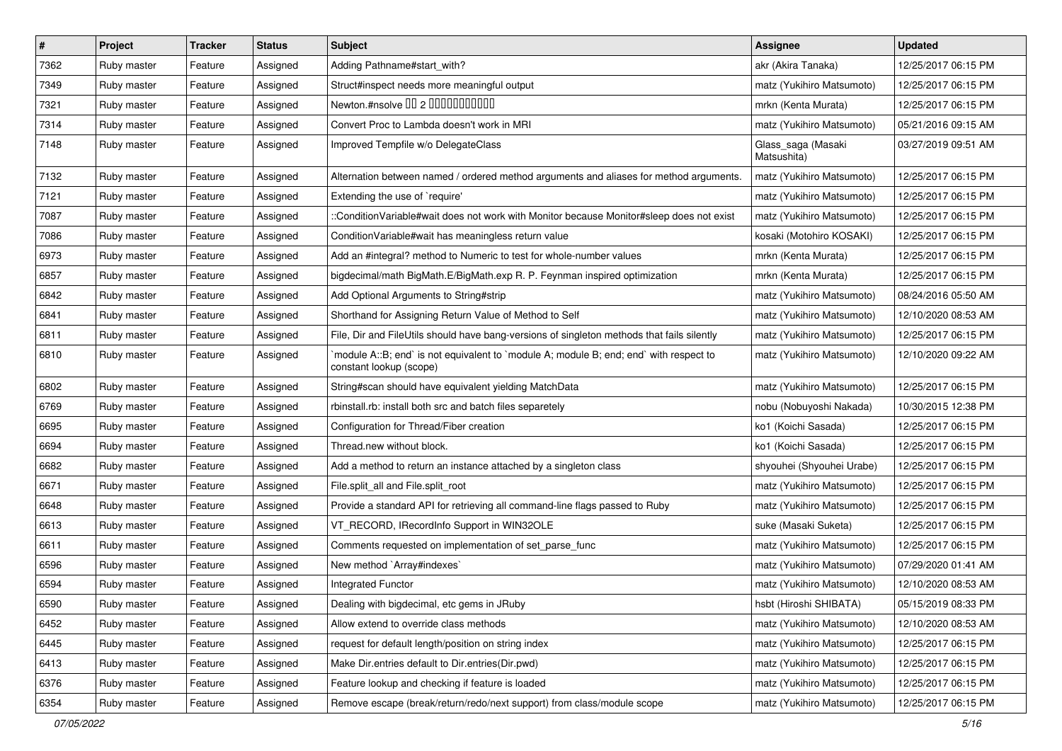| # | Project | Tracker | Status | Subject | Assignee | Updated |
| --- | --- | --- | --- | --- | --- | --- |
| 7362 | Ruby master | Feature | Assigned | Adding Pathname#start_with? | akr (Akira Tanaka) | 12/25/2017 06:15 PM |
| 7349 | Ruby master | Feature | Assigned | Struct#inspect needs more meaningful output | matz (Yukihiro Matsumoto) | 12/25/2017 06:15 PM |
| 7321 | Ruby master | Feature | Assigned | Newton.#nsolve の 2 番目の引数が冗長な気がする | mrkn (Kenta Murata) | 12/25/2017 06:15 PM |
| 7314 | Ruby master | Feature | Assigned | Convert Proc to Lambda doesn't work in MRI | matz (Yukihiro Matsumoto) | 05/21/2016 09:15 AM |
| 7148 | Ruby master | Feature | Assigned | Improved Tempfile w/o DelegateClass | Glass_saga (Masaki Matsushita) | 03/27/2019 09:51 AM |
| 7132 | Ruby master | Feature | Assigned | Alternation between named / ordered method arguments and aliases for method arguments. | matz (Yukihiro Matsumoto) | 12/25/2017 06:15 PM |
| 7121 | Ruby master | Feature | Assigned | Extending the use of `require' | matz (Yukihiro Matsumoto) | 12/25/2017 06:15 PM |
| 7087 | Ruby master | Feature | Assigned | ::ConditionVariable#wait does not work with Monitor because Monitor#sleep does not exist | matz (Yukihiro Matsumoto) | 12/25/2017 06:15 PM |
| 7086 | Ruby master | Feature | Assigned | ConditionVariable#wait has meaningless return value | kosaki (Motohiro KOSAKI) | 12/25/2017 06:15 PM |
| 6973 | Ruby master | Feature | Assigned | Add an #integral? method to Numeric to test for whole-number values | mrkn (Kenta Murata) | 12/25/2017 06:15 PM |
| 6857 | Ruby master | Feature | Assigned | bigdecimal/math BigMath.E/BigMath.exp R. P. Feynman inspired optimization | mrkn (Kenta Murata) | 12/25/2017 06:15 PM |
| 6842 | Ruby master | Feature | Assigned | Add Optional Arguments to String#strip | matz (Yukihiro Matsumoto) | 08/24/2016 05:50 AM |
| 6841 | Ruby master | Feature | Assigned | Shorthand for Assigning Return Value of Method to Self | matz (Yukihiro Matsumoto) | 12/10/2020 08:53 AM |
| 6811 | Ruby master | Feature | Assigned | File, Dir and FileUtils should have bang-versions of singleton methods that fails silently | matz (Yukihiro Matsumoto) | 12/25/2017 06:15 PM |
| 6810 | Ruby master | Feature | Assigned | `module A::B; end` is not equivalent to `module A; module B; end; end` with respect to constant lookup (scope) | matz (Yukihiro Matsumoto) | 12/10/2020 09:22 AM |
| 6802 | Ruby master | Feature | Assigned | String#scan should have equivalent yielding MatchData | matz (Yukihiro Matsumoto) | 12/25/2017 06:15 PM |
| 6769 | Ruby master | Feature | Assigned | rbinstall.rb: install both src and batch files separetely | nobu (Nobuyoshi Nakada) | 10/30/2015 12:38 PM |
| 6695 | Ruby master | Feature | Assigned | Configuration for Thread/Fiber creation | ko1 (Koichi Sasada) | 12/25/2017 06:15 PM |
| 6694 | Ruby master | Feature | Assigned | Thread.new without block. | ko1 (Koichi Sasada) | 12/25/2017 06:15 PM |
| 6682 | Ruby master | Feature | Assigned | Add a method to return an instance attached by a singleton class | shyouhei (Shyouhei Urabe) | 12/25/2017 06:15 PM |
| 6671 | Ruby master | Feature | Assigned | File.split_all and File.split_root | matz (Yukihiro Matsumoto) | 12/25/2017 06:15 PM |
| 6648 | Ruby master | Feature | Assigned | Provide a standard API for retrieving all command-line flags passed to Ruby | matz (Yukihiro Matsumoto) | 12/25/2017 06:15 PM |
| 6613 | Ruby master | Feature | Assigned | VT_RECORD, IRecordInfo Support in WIN32OLE | suke (Masaki Suketa) | 12/25/2017 06:15 PM |
| 6611 | Ruby master | Feature | Assigned | Comments requested on implementation of set_parse_func | matz (Yukihiro Matsumoto) | 12/25/2017 06:15 PM |
| 6596 | Ruby master | Feature | Assigned | New method `Array#indexes` | matz (Yukihiro Matsumoto) | 07/29/2020 01:41 AM |
| 6594 | Ruby master | Feature | Assigned | Integrated Functor | matz (Yukihiro Matsumoto) | 12/10/2020 08:53 AM |
| 6590 | Ruby master | Feature | Assigned | Dealing with bigdecimal, etc gems in JRuby | hsbt (Hiroshi SHIBATA) | 05/15/2019 08:33 PM |
| 6452 | Ruby master | Feature | Assigned | Allow extend to override class methods | matz (Yukihiro Matsumoto) | 12/10/2020 08:53 AM |
| 6445 | Ruby master | Feature | Assigned | request for default length/position on string index | matz (Yukihiro Matsumoto) | 12/25/2017 06:15 PM |
| 6413 | Ruby master | Feature | Assigned | Make Dir.entries default to Dir.entries(Dir.pwd) | matz (Yukihiro Matsumoto) | 12/25/2017 06:15 PM |
| 6376 | Ruby master | Feature | Assigned | Feature lookup and checking if feature is loaded | matz (Yukihiro Matsumoto) | 12/25/2017 06:15 PM |
| 6354 | Ruby master | Feature | Assigned | Remove escape (break/return/redo/next support) from class/module scope | matz (Yukihiro Matsumoto) | 12/25/2017 06:15 PM |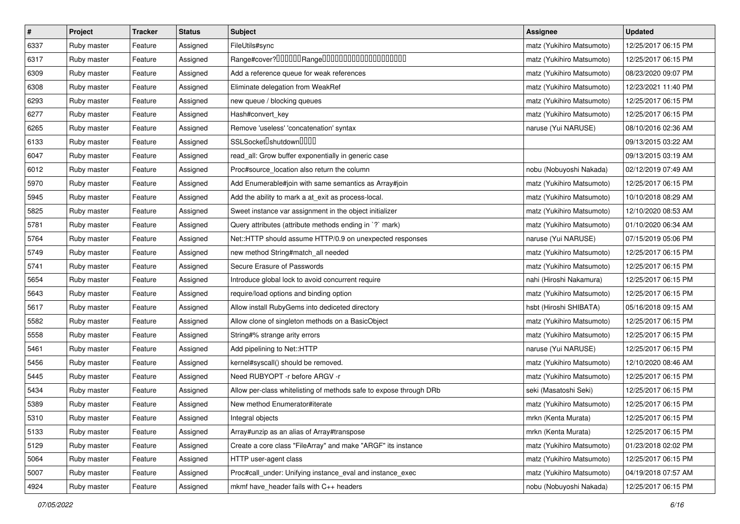| # | Project | Tracker | Status | Subject | Assignee | Updated |
|---|---|---|---|---|---|---|
| 6337 | Ruby master | Feature | Assigned | FileUtils#sync | matz (Yukihiro Matsumoto) | 12/25/2017 06:15 PM |
| 6317 | Ruby master | Feature | Assigned | Range#cover?□□□□□□Range□□□□□□□□□□□□□□□□□□□□ | matz (Yukihiro Matsumoto) | 12/25/2017 06:15 PM |
| 6309 | Ruby master | Feature | Assigned | Add a reference queue for weak references | matz (Yukihiro Matsumoto) | 08/23/2020 09:07 PM |
| 6308 | Ruby master | Feature | Assigned | Eliminate delegation from WeakRef | matz (Yukihiro Matsumoto) | 12/23/2021 11:40 PM |
| 6293 | Ruby master | Feature | Assigned | new queue / blocking queues | matz (Yukihiro Matsumoto) | 12/25/2017 06:15 PM |
| 6277 | Ruby master | Feature | Assigned | Hash#convert_key | matz (Yukihiro Matsumoto) | 12/25/2017 06:15 PM |
| 6265 | Ruby master | Feature | Assigned | Remove 'useless' 'concatenation' syntax | naruse (Yui NARUSE) | 08/10/2016 02:36 AM |
| 6133 | Ruby master | Feature | Assigned | SSLSocket□shutdown□□□□ | | 09/13/2015 03:22 AM |
| 6047 | Ruby master | Feature | Assigned | read_all: Grow buffer exponentially in generic case | | 09/13/2015 03:19 AM |
| 6012 | Ruby master | Feature | Assigned | Proc#source_location also return the column | nobu (Nobuyoshi Nakada) | 02/12/2019 07:49 AM |
| 5970 | Ruby master | Feature | Assigned | Add Enumerable#join with same semantics as Array#join | matz (Yukihiro Matsumoto) | 12/25/2017 06:15 PM |
| 5945 | Ruby master | Feature | Assigned | Add the ability to mark a at_exit as process-local. | matz (Yukihiro Matsumoto) | 10/10/2018 08:29 AM |
| 5825 | Ruby master | Feature | Assigned | Sweet instance var assignment in the object initializer | matz (Yukihiro Matsumoto) | 12/10/2020 08:53 AM |
| 5781 | Ruby master | Feature | Assigned | Query attributes (attribute methods ending in `?` mark) | matz (Yukihiro Matsumoto) | 01/10/2020 06:34 AM |
| 5764 | Ruby master | Feature | Assigned | Net::HTTP should assume HTTP/0.9 on unexpected responses | naruse (Yui NARUSE) | 07/15/2019 05:06 PM |
| 5749 | Ruby master | Feature | Assigned | new method String#match_all needed | matz (Yukihiro Matsumoto) | 12/25/2017 06:15 PM |
| 5741 | Ruby master | Feature | Assigned | Secure Erasure of Passwords | matz (Yukihiro Matsumoto) | 12/25/2017 06:15 PM |
| 5654 | Ruby master | Feature | Assigned | Introduce global lock to avoid concurrent require | nahi (Hiroshi Nakamura) | 12/25/2017 06:15 PM |
| 5643 | Ruby master | Feature | Assigned | require/load options and binding option | matz (Yukihiro Matsumoto) | 12/25/2017 06:15 PM |
| 5617 | Ruby master | Feature | Assigned | Allow install RubyGems into dediceted directory | hsbt (Hiroshi SHIBATA) | 05/16/2018 09:15 AM |
| 5582 | Ruby master | Feature | Assigned | Allow clone of singleton methods on a BasicObject | matz (Yukihiro Matsumoto) | 12/25/2017 06:15 PM |
| 5558 | Ruby master | Feature | Assigned | String#% strange arity errors | matz (Yukihiro Matsumoto) | 12/25/2017 06:15 PM |
| 5461 | Ruby master | Feature | Assigned | Add pipelining to Net::HTTP | naruse (Yui NARUSE) | 12/25/2017 06:15 PM |
| 5456 | Ruby master | Feature | Assigned | kernel#syscall() should be removed. | matz (Yukihiro Matsumoto) | 12/10/2020 08:46 AM |
| 5445 | Ruby master | Feature | Assigned | Need RUBYOPT -r before ARGV -r | matz (Yukihiro Matsumoto) | 12/25/2017 06:15 PM |
| 5434 | Ruby master | Feature | Assigned | Allow per-class whitelisting of methods safe to expose through DRb | seki (Masatoshi Seki) | 12/25/2017 06:15 PM |
| 5389 | Ruby master | Feature | Assigned | New method Enumerator#iterate | matz (Yukihiro Matsumoto) | 12/25/2017 06:15 PM |
| 5310 | Ruby master | Feature | Assigned | Integral objects | mrkn (Kenta Murata) | 12/25/2017 06:15 PM |
| 5133 | Ruby master | Feature | Assigned | Array#unzip as an alias of Array#transpose | mrkn (Kenta Murata) | 12/25/2017 06:15 PM |
| 5129 | Ruby master | Feature | Assigned | Create a core class "FileArray" and make "ARGF" its instance | matz (Yukihiro Matsumoto) | 01/23/2018 02:02 PM |
| 5064 | Ruby master | Feature | Assigned | HTTP user-agent class | matz (Yukihiro Matsumoto) | 12/25/2017 06:15 PM |
| 5007 | Ruby master | Feature | Assigned | Proc#call_under: Unifying instance_eval and instance_exec | matz (Yukihiro Matsumoto) | 04/19/2018 07:57 AM |
| 4924 | Ruby master | Feature | Assigned | mkmf have_header fails with C++ headers | nobu (Nobuyoshi Nakada) | 12/25/2017 06:15 PM |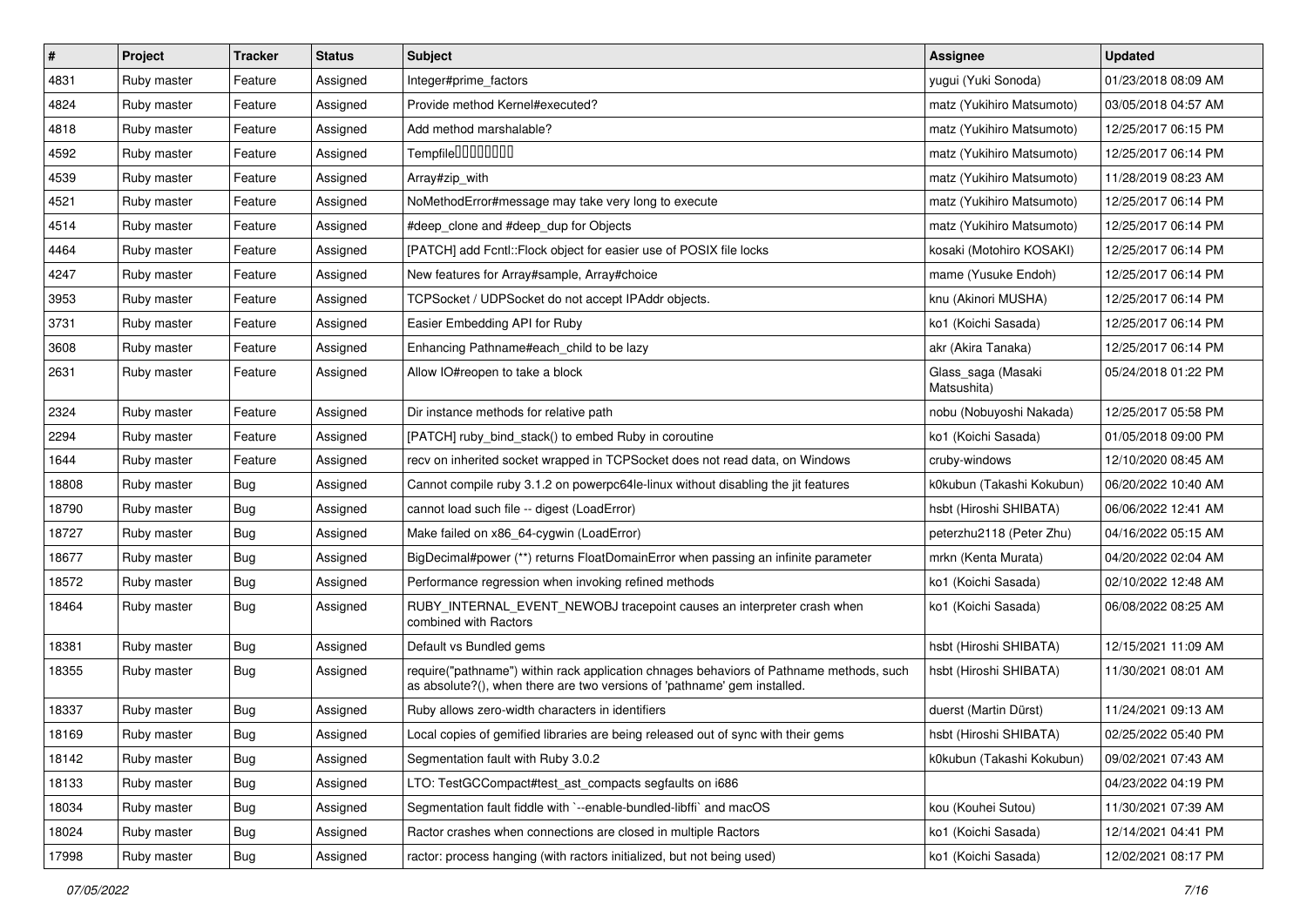| # | Project | Tracker | Status | Subject | Assignee | Updated |
|---|---|---|---|---|---|---|
| 4831 | Ruby master | Feature | Assigned | Integer#prime_factors | yugui (Yuki Sonoda) | 01/23/2018 08:09 AM |
| 4824 | Ruby master | Feature | Assigned | Provide method Kernel#executed? | matz (Yukihiro Matsumoto) | 03/05/2018 04:57 AM |
| 4818 | Ruby master | Feature | Assigned | Add method marshalable? | matz (Yukihiro Matsumoto) | 12/25/2017 06:15 PM |
| 4592 | Ruby master | Feature | Assigned | Tempfile�������� | matz (Yukihiro Matsumoto) | 12/25/2017 06:14 PM |
| 4539 | Ruby master | Feature | Assigned | Array#zip_with | matz (Yukihiro Matsumoto) | 11/28/2019 08:23 AM |
| 4521 | Ruby master | Feature | Assigned | NoMethodError#message may take very long to execute | matz (Yukihiro Matsumoto) | 12/25/2017 06:14 PM |
| 4514 | Ruby master | Feature | Assigned | #deep_clone and #deep_dup for Objects | matz (Yukihiro Matsumoto) | 12/25/2017 06:14 PM |
| 4464 | Ruby master | Feature | Assigned | [PATCH] add Fcntl::Flock object for easier use of POSIX file locks | kosaki (Motohiro KOSAKI) | 12/25/2017 06:14 PM |
| 4247 | Ruby master | Feature | Assigned | New features for Array#sample, Array#choice | mame (Yusuke Endoh) | 12/25/2017 06:14 PM |
| 3953 | Ruby master | Feature | Assigned | TCPSocket / UDPSocket do not accept IPAddr objects. | knu (Akinori MUSHA) | 12/25/2017 06:14 PM |
| 3731 | Ruby master | Feature | Assigned | Easier Embedding API for Ruby | ko1 (Koichi Sasada) | 12/25/2017 06:14 PM |
| 3608 | Ruby master | Feature | Assigned | Enhancing Pathname#each_child to be lazy | akr (Akira Tanaka) | 12/25/2017 06:14 PM |
| 2631 | Ruby master | Feature | Assigned | Allow IO#reopen to take a block | Glass_saga (Masaki Matsushita) | 05/24/2018 01:22 PM |
| 2324 | Ruby master | Feature | Assigned | Dir instance methods for relative path | nobu (Nobuyoshi Nakada) | 12/25/2017 05:58 PM |
| 2294 | Ruby master | Feature | Assigned | [PATCH] ruby_bind_stack() to embed Ruby in coroutine | ko1 (Koichi Sasada) | 01/05/2018 09:00 PM |
| 1644 | Ruby master | Feature | Assigned | recv on inherited socket wrapped in TCPSocket does not read data, on Windows | cruby-windows | 12/10/2020 08:45 AM |
| 18808 | Ruby master | Bug | Assigned | Cannot compile ruby 3.1.2 on powerpc64le-linux without disabling the jit features | k0kubun (Takashi Kokubun) | 06/20/2022 10:40 AM |
| 18790 | Ruby master | Bug | Assigned | cannot load such file -- digest (LoadError) | hsbt (Hiroshi SHIBATA) | 06/06/2022 12:41 AM |
| 18727 | Ruby master | Bug | Assigned | Make failed on x86_64-cygwin (LoadError) | peterzhu2118 (Peter Zhu) | 04/16/2022 05:15 AM |
| 18677 | Ruby master | Bug | Assigned | BigDecimal#power (**) returns FloatDomainError when passing an infinite parameter | mrkn (Kenta Murata) | 04/20/2022 02:04 AM |
| 18572 | Ruby master | Bug | Assigned | Performance regression when invoking refined methods | ko1 (Koichi Sasada) | 02/10/2022 12:48 AM |
| 18464 | Ruby master | Bug | Assigned | RUBY_INTERNAL_EVENT_NEWOBJ tracepoint causes an interpreter crash when combined with Ractors | ko1 (Koichi Sasada) | 06/08/2022 08:25 AM |
| 18381 | Ruby master | Bug | Assigned | Default vs Bundled gems | hsbt (Hiroshi SHIBATA) | 12/15/2021 11:09 AM |
| 18355 | Ruby master | Bug | Assigned | require("pathname") within rack application chnages behaviors of Pathname methods, such as absolute?(), when there are two versions of 'pathname' gem installed. | hsbt (Hiroshi SHIBATA) | 11/30/2021 08:01 AM |
| 18337 | Ruby master | Bug | Assigned | Ruby allows zero-width characters in identifiers | duerst (Martin Dürst) | 11/24/2021 09:13 AM |
| 18169 | Ruby master | Bug | Assigned | Local copies of gemified libraries are being released out of sync with their gems | hsbt (Hiroshi SHIBATA) | 02/25/2022 05:40 PM |
| 18142 | Ruby master | Bug | Assigned | Segmentation fault with Ruby 3.0.2 | k0kubun (Takashi Kokubun) | 09/02/2021 07:43 AM |
| 18133 | Ruby master | Bug | Assigned | LTO: TestGCCompact#test_ast_compacts segfaults on i686 | | 04/23/2022 04:19 PM |
| 18034 | Ruby master | Bug | Assigned | Segmentation fault fiddle with `--enable-bundled-libffi` and macOS | kou (Kouhei Sutou) | 11/30/2021 07:39 AM |
| 18024 | Ruby master | Bug | Assigned | Ractor crashes when connections are closed in multiple Ractors | ko1 (Koichi Sasada) | 12/14/2021 04:41 PM |
| 17998 | Ruby master | Bug | Assigned | ractor: process hanging (with ractors initialized, but not being used) | ko1 (Koichi Sasada) | 12/02/2021 08:17 PM |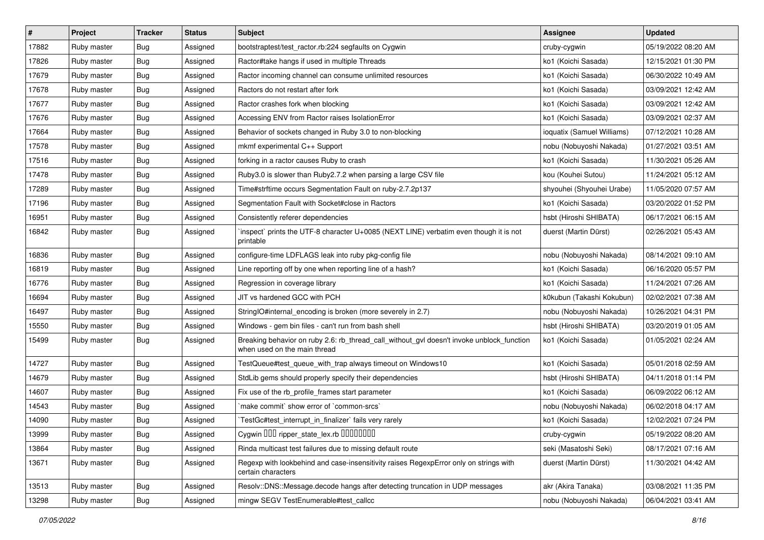| # | Project | Tracker | Status | Subject | Assignee | Updated |
|---|---|---|---|---|---|---|
| 17882 | Ruby master | Bug | Assigned | bootstraptest/test_ractor.rb:224 segfaults on Cygwin | cruby-cygwin | 05/19/2022 08:20 AM |
| 17826 | Ruby master | Bug | Assigned | Ractor#take hangs if used in multiple Threads | ko1 (Koichi Sasada) | 12/15/2021 01:30 PM |
| 17679 | Ruby master | Bug | Assigned | Ractor incoming channel can consume unlimited resources | ko1 (Koichi Sasada) | 06/30/2022 10:49 AM |
| 17678 | Ruby master | Bug | Assigned | Ractors do not restart after fork | ko1 (Koichi Sasada) | 03/09/2021 12:42 AM |
| 17677 | Ruby master | Bug | Assigned | Ractor crashes fork when blocking | ko1 (Koichi Sasada) | 03/09/2021 12:42 AM |
| 17676 | Ruby master | Bug | Assigned | Accessing ENV from Ractor raises IsolationError | ko1 (Koichi Sasada) | 03/09/2021 02:37 AM |
| 17664 | Ruby master | Bug | Assigned | Behavior of sockets changed in Ruby 3.0 to non-blocking | ioquatix (Samuel Williams) | 07/12/2021 10:28 AM |
| 17578 | Ruby master | Bug | Assigned | mkmf experimental C++ Support | nobu (Nobuyoshi Nakada) | 01/27/2021 03:51 AM |
| 17516 | Ruby master | Bug | Assigned | forking in a ractor causes Ruby to crash | ko1 (Koichi Sasada) | 11/30/2021 05:26 AM |
| 17478 | Ruby master | Bug | Assigned | Ruby3.0 is slower than Ruby2.7.2 when parsing a large CSV file | kou (Kouhei Sutou) | 11/24/2021 05:12 AM |
| 17289 | Ruby master | Bug | Assigned | Time#strftime occurs Segmentation Fault on ruby-2.7.2p137 | shyouhei (Shyouhei Urabe) | 11/05/2020 07:57 AM |
| 17196 | Ruby master | Bug | Assigned | Segmentation Fault with Socket#close in Ractors | ko1 (Koichi Sasada) | 03/20/2022 01:52 PM |
| 16951 | Ruby master | Bug | Assigned | Consistently referer dependencies | hsbt (Hiroshi SHIBATA) | 06/17/2021 06:15 AM |
| 16842 | Ruby master | Bug | Assigned | `inspect` prints the UTF-8 character U+0085 (NEXT LINE) verbatim even though it is not printable | duerst (Martin Dürst) | 02/26/2021 05:43 AM |
| 16836 | Ruby master | Bug | Assigned | configure-time LDFLAGS leak into ruby pkg-config file | nobu (Nobuyoshi Nakada) | 08/14/2021 09:10 AM |
| 16819 | Ruby master | Bug | Assigned | Line reporting off by one when reporting line of a hash? | ko1 (Koichi Sasada) | 06/16/2020 05:57 PM |
| 16776 | Ruby master | Bug | Assigned | Regression in coverage library | ko1 (Koichi Sasada) | 11/24/2021 07:26 AM |
| 16694 | Ruby master | Bug | Assigned | JIT vs hardened GCC with PCH | k0kubun (Takashi Kokubun) | 02/02/2021 07:38 AM |
| 16497 | Ruby master | Bug | Assigned | StringIO#internal_encoding is broken (more severely in 2.7) | nobu (Nobuyoshi Nakada) | 10/26/2021 04:31 PM |
| 15550 | Ruby master | Bug | Assigned | Windows - gem bin files - can't run from bash shell | hsbt (Hiroshi SHIBATA) | 03/20/2019 01:05 AM |
| 15499 | Ruby master | Bug | Assigned | Breaking behavior on ruby 2.6: rb_thread_call_without_gvl doesn't invoke unblock_function when used on the main thread | ko1 (Koichi Sasada) | 01/05/2021 02:24 AM |
| 14727 | Ruby master | Bug | Assigned | TestQueue#test_queue_with_trap always timeout on Windows10 | ko1 (Koichi Sasada) | 05/01/2018 02:59 AM |
| 14679 | Ruby master | Bug | Assigned | StdLib gems should properly specify their dependencies | hsbt (Hiroshi SHIBATA) | 04/11/2018 01:14 PM |
| 14607 | Ruby master | Bug | Assigned | Fix use of the rb_profile_frames start parameter | ko1 (Koichi Sasada) | 06/09/2022 06:12 AM |
| 14543 | Ruby master | Bug | Assigned | `make commit` show error of `common-srcs` | nobu (Nobuyoshi Nakada) | 06/02/2018 04:17 AM |
| 14090 | Ruby master | Bug | Assigned | `TestGc#test_interrupt_in_finalizer` fails very rarely | ko1 (Koichi Sasada) | 12/02/2021 07:24 PM |
| 13999 | Ruby master | Bug | Assigned | Cygwin ��� ripper_state_lex.rb ��������� | cruby-cygwin | 05/19/2022 08:20 AM |
| 13864 | Ruby master | Bug | Assigned | Rinda multicast test failures due to missing default route | seki (Masatoshi Seki) | 08/17/2021 07:16 AM |
| 13671 | Ruby master | Bug | Assigned | Regexp with lookbehind and case-insensitivity raises RegexpError only on strings with certain characters | duerst (Martin Dürst) | 11/30/2021 04:42 AM |
| 13513 | Ruby master | Bug | Assigned | Resolv::DNS::Message.decode hangs after detecting truncation in UDP messages | akr (Akira Tanaka) | 03/08/2021 11:35 PM |
| 13298 | Ruby master | Bug | Assigned | mingw SEGV TestEnumerable#test_callcc | nobu (Nobuyoshi Nakada) | 06/04/2021 03:41 AM |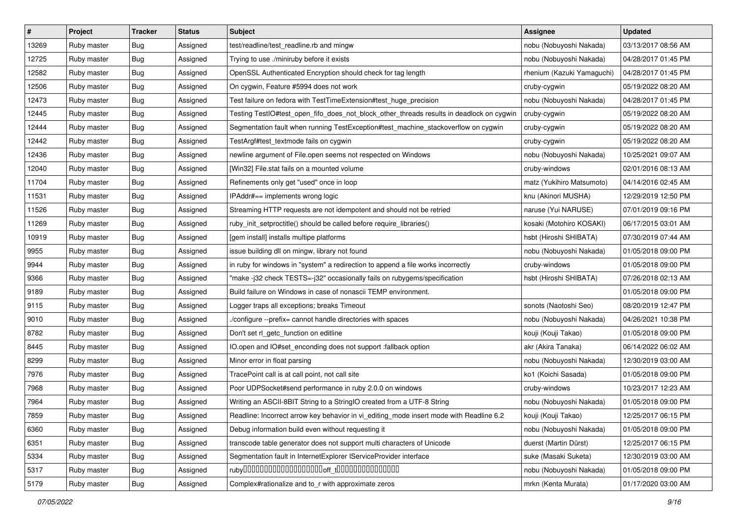| # | Project | Tracker | Status | Subject | Assignee | Updated |
|---|---|---|---|---|---|---|
| 13269 | Ruby master | Bug | Assigned | test/readline/test_readline.rb and mingw | nobu (Nobuyoshi Nakada) | 03/13/2017 08:56 AM |
| 12725 | Ruby master | Bug | Assigned | Trying to use ./miniruby before it exists | nobu (Nobuyoshi Nakada) | 04/28/2017 01:45 PM |
| 12582 | Ruby master | Bug | Assigned | OpenSSL Authenticated Encryption should check for tag length | rhenium (Kazuki Yamaguchi) | 04/28/2017 01:45 PM |
| 12506 | Ruby master | Bug | Assigned | On cygwin, Feature #5994 does not work | cruby-cygwin | 05/19/2022 08:20 AM |
| 12473 | Ruby master | Bug | Assigned | Test failure on fedora with TestTimeExtension#test_huge_precision | nobu (Nobuyoshi Nakada) | 04/28/2017 01:45 PM |
| 12445 | Ruby master | Bug | Assigned | Testing TestIO#test_open_fifo_does_not_block_other_threads results in deadlock on cygwin | cruby-cygwin | 05/19/2022 08:20 AM |
| 12444 | Ruby master | Bug | Assigned | Segmentation fault when running TestException#test_machine_stackoverflow on cygwin | cruby-cygwin | 05/19/2022 08:20 AM |
| 12442 | Ruby master | Bug | Assigned | TestArgf#test_textmode fails on cygwin | cruby-cygwin | 05/19/2022 08:20 AM |
| 12436 | Ruby master | Bug | Assigned | newline argument of File.open seems not respected on Windows | nobu (Nobuyoshi Nakada) | 10/25/2021 09:07 AM |
| 12040 | Ruby master | Bug | Assigned | [Win32] File.stat fails on a mounted volume | cruby-windows | 02/01/2016 08:13 AM |
| 11704 | Ruby master | Bug | Assigned | Refinements only get "used" once in loop | matz (Yukihiro Matsumoto) | 04/14/2016 02:45 AM |
| 11531 | Ruby master | Bug | Assigned | IPAddr#== implements wrong logic | knu (Akinori MUSHA) | 12/29/2019 12:50 PM |
| 11526 | Ruby master | Bug | Assigned | Streaming HTTP requests are not idempotent and should not be retried | naruse (Yui NARUSE) | 07/01/2019 09:16 PM |
| 11269 | Ruby master | Bug | Assigned | ruby_init_setproctitle() should be called before require_libraries() | kosaki (Motohiro KOSAKI) | 06/17/2015 03:01 AM |
| 10919 | Ruby master | Bug | Assigned | [gem install] installs multipe platforms | hsbt (Hiroshi SHIBATA) | 07/30/2019 07:44 AM |
| 9955 | Ruby master | Bug | Assigned | issue building dll on mingw, library not found | nobu (Nobuyoshi Nakada) | 01/05/2018 09:00 PM |
| 9944 | Ruby master | Bug | Assigned | in ruby for windows in "system" a redirection to append a file works incorrectly | cruby-windows | 01/05/2018 09:00 PM |
| 9366 | Ruby master | Bug | Assigned | "make -j32 check TESTS=-j32" occasionally fails on rubygems/specification | hsbt (Hiroshi SHIBATA) | 07/26/2018 02:13 AM |
| 9189 | Ruby master | Bug | Assigned | Build failure on Windows in case of nonascii TEMP environment. | | 01/05/2018 09:00 PM |
| 9115 | Ruby master | Bug | Assigned | Logger traps all exceptions; breaks Timeout | sonots (Naotoshi Seo) | 08/20/2019 12:47 PM |
| 9010 | Ruby master | Bug | Assigned | ./configure --prefix= cannot handle directories with spaces | nobu (Nobuyoshi Nakada) | 04/26/2021 10:38 PM |
| 8782 | Ruby master | Bug | Assigned | Don't set rl_getc_function on editline | kouji (Kouji Takao) | 01/05/2018 09:00 PM |
| 8445 | Ruby master | Bug | Assigned | IO.open and IO#set_enconding does not support :fallback option | akr (Akira Tanaka) | 06/14/2022 06:02 AM |
| 8299 | Ruby master | Bug | Assigned | Minor error in float parsing | nobu (Nobuyoshi Nakada) | 12/30/2019 03:00 AM |
| 7976 | Ruby master | Bug | Assigned | TracePoint call is at call point, not call site | ko1 (Koichi Sasada) | 01/05/2018 09:00 PM |
| 7968 | Ruby master | Bug | Assigned | Poor UDPSocket#send performance in ruby 2.0.0 on windows | cruby-windows | 10/23/2017 12:23 AM |
| 7964 | Ruby master | Bug | Assigned | Writing an ASCII-8BIT String to a StringIO created from a UTF-8 String | nobu (Nobuyoshi Nakada) | 01/05/2018 09:00 PM |
| 7859 | Ruby master | Bug | Assigned | Readline: Incorrect arrow key behavior in vi_editing_mode insert mode with Readline 6.2 | kouji (Kouji Takao) | 12/25/2017 06:15 PM |
| 6360 | Ruby master | Bug | Assigned | Debug information build even without requesting it | nobu (Nobuyoshi Nakada) | 01/05/2018 09:00 PM |
| 6351 | Ruby master | Bug | Assigned | transcode table generator does not support multi characters of Unicode | duerst (Martin Dürst) | 12/25/2017 06:15 PM |
| 5334 | Ruby master | Bug | Assigned | Segmentation fault in InternetExplorer IServiceProvider interface | suke (Masaki Suketa) | 12/30/2019 03:00 AM |
| 5317 | Ruby master | Bug | Assigned | ruby□□□□□□□□□□□□□□□□□□□□off_t□□□□□□□□□□□□□□□ | nobu (Nobuyoshi Nakada) | 01/05/2018 09:00 PM |
| 5179 | Ruby master | Bug | Assigned | Complex#rationalize and to_r with approximate zeros | mrkn (Kenta Murata) | 01/17/2020 03:00 AM |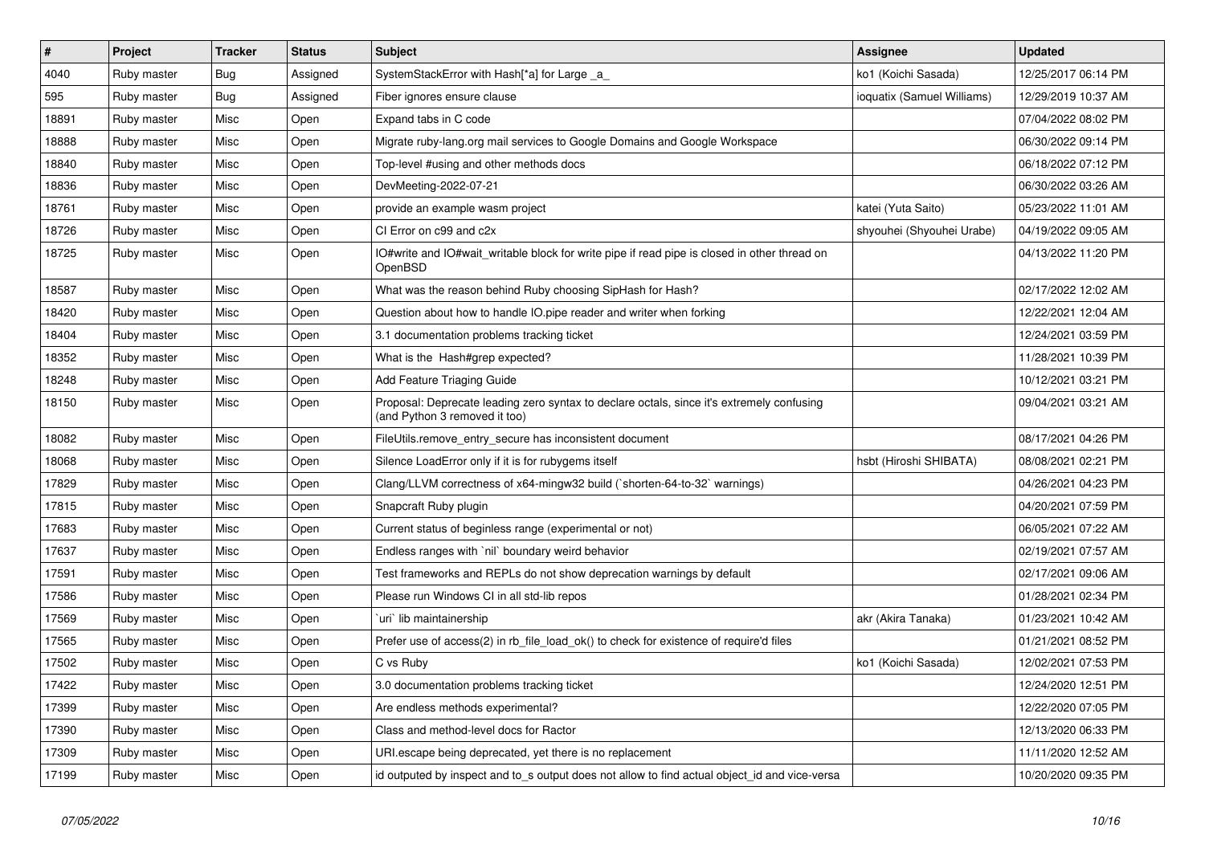| # | Project | Tracker | Status | Subject | Assignee | Updated |
|---|---|---|---|---|---|---|
| 4040 | Ruby master | Bug | Assigned | SystemStackError with Hash[*a] for Large _a_ | ko1 (Koichi Sasada) | 12/25/2017 06:14 PM |
| 595 | Ruby master | Bug | Assigned | Fiber ignores ensure clause | ioquatix (Samuel Williams) | 12/29/2019 10:37 AM |
| 18891 | Ruby master | Misc | Open | Expand tabs in C code | | 07/04/2022 08:02 PM |
| 18888 | Ruby master | Misc | Open | Migrate ruby-lang.org mail services to Google Domains and Google Workspace | | 06/30/2022 09:14 PM |
| 18840 | Ruby master | Misc | Open | Top-level #using and other methods docs | | 06/18/2022 07:12 PM |
| 18836 | Ruby master | Misc | Open | DevMeeting-2022-07-21 | | 06/30/2022 03:26 AM |
| 18761 | Ruby master | Misc | Open | provide an example wasm project | katei (Yuta Saito) | 05/23/2022 11:01 AM |
| 18726 | Ruby master | Misc | Open | CI Error on c99 and c2x | shyouhei (Shyouhei Urabe) | 04/19/2022 09:05 AM |
| 18725 | Ruby master | Misc | Open | IO#write and IO#wait_writable block for write pipe if read pipe is closed in other thread on OpenBSD | | 04/13/2022 11:20 PM |
| 18587 | Ruby master | Misc | Open | What was the reason behind Ruby choosing SipHash for Hash? | | 02/17/2022 12:02 AM |
| 18420 | Ruby master | Misc | Open | Question about how to handle IO.pipe reader and writer when forking | | 12/22/2021 12:04 AM |
| 18404 | Ruby master | Misc | Open | 3.1 documentation problems tracking ticket | | 12/24/2021 03:59 PM |
| 18352 | Ruby master | Misc | Open | What is the  Hash#grep expected? | | 11/28/2021 10:39 PM |
| 18248 | Ruby master | Misc | Open | Add Feature Triaging Guide | | 10/12/2021 03:21 PM |
| 18150 | Ruby master | Misc | Open | Proposal: Deprecate leading zero syntax to declare octals, since it's extremely confusing (and Python 3 removed it too) | | 09/04/2021 03:21 AM |
| 18082 | Ruby master | Misc | Open | FileUtils.remove_entry_secure has inconsistent document | | 08/17/2021 04:26 PM |
| 18068 | Ruby master | Misc | Open | Silence LoadError only if it is for rubygems itself | hsbt (Hiroshi SHIBATA) | 08/08/2021 02:21 PM |
| 17829 | Ruby master | Misc | Open | Clang/LLVM correctness of x64-mingw32 build (`shorten-64-to-32` warnings) | | 04/26/2021 04:23 PM |
| 17815 | Ruby master | Misc | Open | Snapcraft Ruby plugin | | 04/20/2021 07:59 PM |
| 17683 | Ruby master | Misc | Open | Current status of beginless range (experimental or not) | | 06/05/2021 07:22 AM |
| 17637 | Ruby master | Misc | Open | Endless ranges with `nil` boundary weird behavior | | 02/19/2021 07:57 AM |
| 17591 | Ruby master | Misc | Open | Test frameworks and REPLs do not show deprecation warnings by default | | 02/17/2021 09:06 AM |
| 17586 | Ruby master | Misc | Open | Please run Windows CI in all std-lib repos | | 01/28/2021 02:34 PM |
| 17569 | Ruby master | Misc | Open | `uri` lib maintainership | akr (Akira Tanaka) | 01/23/2021 10:42 AM |
| 17565 | Ruby master | Misc | Open | Prefer use of access(2) in rb_file_load_ok() to check for existence of require'd files | | 01/21/2021 08:52 PM |
| 17502 | Ruby master | Misc | Open | C vs Ruby | ko1 (Koichi Sasada) | 12/02/2021 07:53 PM |
| 17422 | Ruby master | Misc | Open | 3.0 documentation problems tracking ticket | | 12/24/2020 12:51 PM |
| 17399 | Ruby master | Misc | Open | Are endless methods experimental? | | 12/22/2020 07:05 PM |
| 17390 | Ruby master | Misc | Open | Class and method-level docs for Ractor | | 12/13/2020 06:33 PM |
| 17309 | Ruby master | Misc | Open | URI.escape being deprecated, yet there is no replacement | | 11/11/2020 12:52 AM |
| 17199 | Ruby master | Misc | Open | id outputed by inspect and to_s output does not allow to find actual object_id and vice-versa | | 10/20/2020 09:35 PM |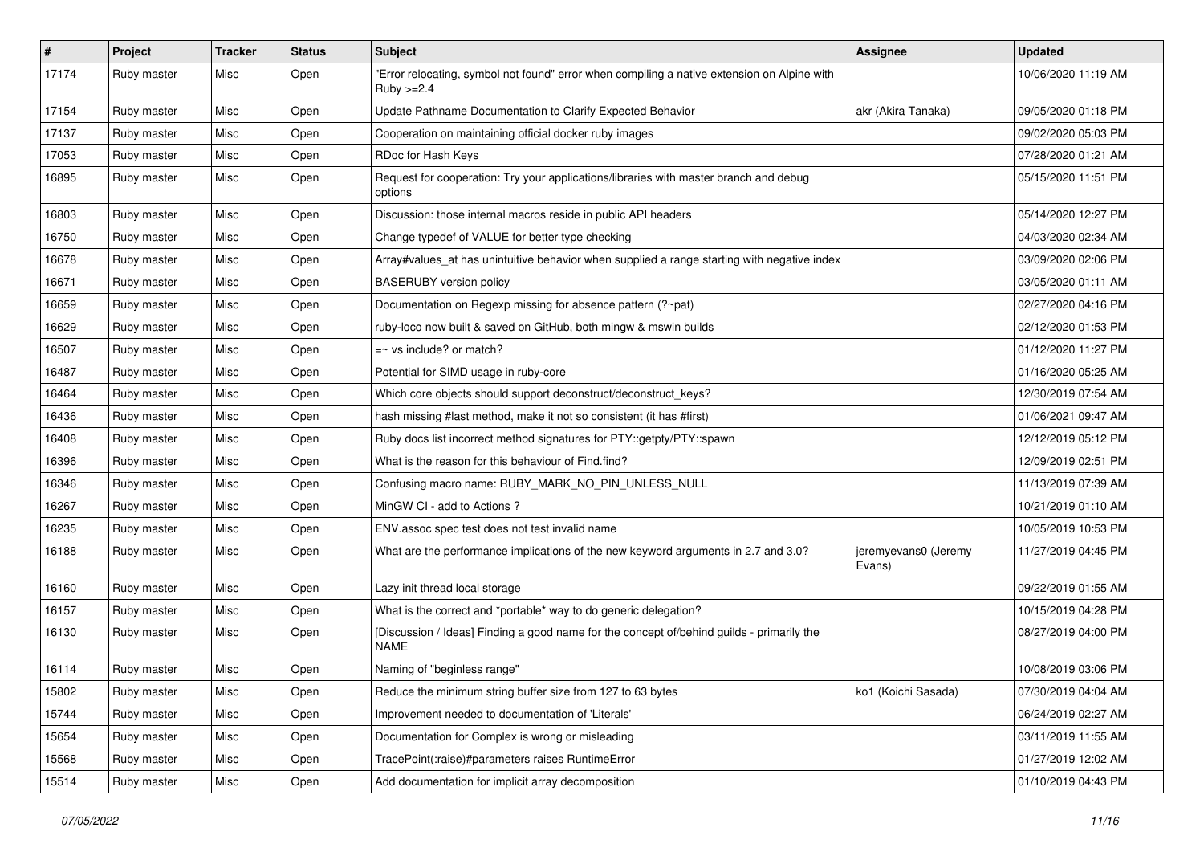| # | Project | Tracker | Status | Subject | Assignee | Updated |
| --- | --- | --- | --- | --- | --- | --- |
| 17174 | Ruby master | Misc | Open | "Error relocating, symbol not found" error when compiling a native extension on Alpine with Ruby >=2.4 | | 10/06/2020 11:19 AM |
| 17154 | Ruby master | Misc | Open | Update Pathname Documentation to Clarify Expected Behavior | akr (Akira Tanaka) | 09/05/2020 01:18 PM |
| 17137 | Ruby master | Misc | Open | Cooperation on maintaining official docker ruby images | | 09/02/2020 05:03 PM |
| 17053 | Ruby master | Misc | Open | RDoc for Hash Keys | | 07/28/2020 01:21 AM |
| 16895 | Ruby master | Misc | Open | Request for cooperation: Try your applications/libraries with master branch and debug options | | 05/15/2020 11:51 PM |
| 16803 | Ruby master | Misc | Open | Discussion: those internal macros reside in public API headers | | 05/14/2020 12:27 PM |
| 16750 | Ruby master | Misc | Open | Change typedef of VALUE for better type checking | | 04/03/2020 02:34 AM |
| 16678 | Ruby master | Misc | Open | Array#values_at has unintuitive behavior when supplied a range starting with negative index | | 03/09/2020 02:06 PM |
| 16671 | Ruby master | Misc | Open | BASERUBY version policy | | 03/05/2020 01:11 AM |
| 16659 | Ruby master | Misc | Open | Documentation on Regexp missing for absence pattern (?~pat) | | 02/27/2020 04:16 PM |
| 16629 | Ruby master | Misc | Open | ruby-loco now built & saved on GitHub, both mingw & mswin builds | | 02/12/2020 01:53 PM |
| 16507 | Ruby master | Misc | Open | =~ vs include? or match? | | 01/12/2020 11:27 PM |
| 16487 | Ruby master | Misc | Open | Potential for SIMD usage in ruby-core | | 01/16/2020 05:25 AM |
| 16464 | Ruby master | Misc | Open | Which core objects should support deconstruct/deconstruct_keys? | | 12/30/2019 07:54 AM |
| 16436 | Ruby master | Misc | Open | hash missing #last method, make it not so consistent (it has #first) | | 01/06/2021 09:47 AM |
| 16408 | Ruby master | Misc | Open | Ruby docs list incorrect method signatures for PTY::getpty/PTY::spawn | | 12/12/2019 05:12 PM |
| 16396 | Ruby master | Misc | Open | What is the reason for this behaviour of Find.find? | | 12/09/2019 02:51 PM |
| 16346 | Ruby master | Misc | Open | Confusing macro name: RUBY_MARK_NO_PIN_UNLESS_NULL | | 11/13/2019 07:39 AM |
| 16267 | Ruby master | Misc | Open | MinGW CI - add to Actions ? | | 10/21/2019 01:10 AM |
| 16235 | Ruby master | Misc | Open | ENV.assoc spec test does not test invalid name | | 10/05/2019 10:53 PM |
| 16188 | Ruby master | Misc | Open | What are the performance implications of the new keyword arguments in 2.7 and 3.0? | jeremyevans0 (Jeremy Evans) | 11/27/2019 04:45 PM |
| 16160 | Ruby master | Misc | Open | Lazy init thread local storage | | 09/22/2019 01:55 AM |
| 16157 | Ruby master | Misc | Open | What is the correct and *portable* way to do generic delegation? | | 10/15/2019 04:28 PM |
| 16130 | Ruby master | Misc | Open | [Discussion / Ideas] Finding a good name for the concept of/behind guilds - primarily the NAME | | 08/27/2019 04:00 PM |
| 16114 | Ruby master | Misc | Open | Naming of "beginless range" | | 10/08/2019 03:06 PM |
| 15802 | Ruby master | Misc | Open | Reduce the minimum string buffer size from 127 to 63 bytes | ko1 (Koichi Sasada) | 07/30/2019 04:04 AM |
| 15744 | Ruby master | Misc | Open | Improvement needed to documentation of 'Literals' | | 06/24/2019 02:27 AM |
| 15654 | Ruby master | Misc | Open | Documentation for Complex is wrong or misleading | | 03/11/2019 11:55 AM |
| 15568 | Ruby master | Misc | Open | TracePoint(:raise)#parameters raises RuntimeError | | 01/27/2019 12:02 AM |
| 15514 | Ruby master | Misc | Open | Add documentation for implicit array decomposition | | 01/10/2019 04:43 PM |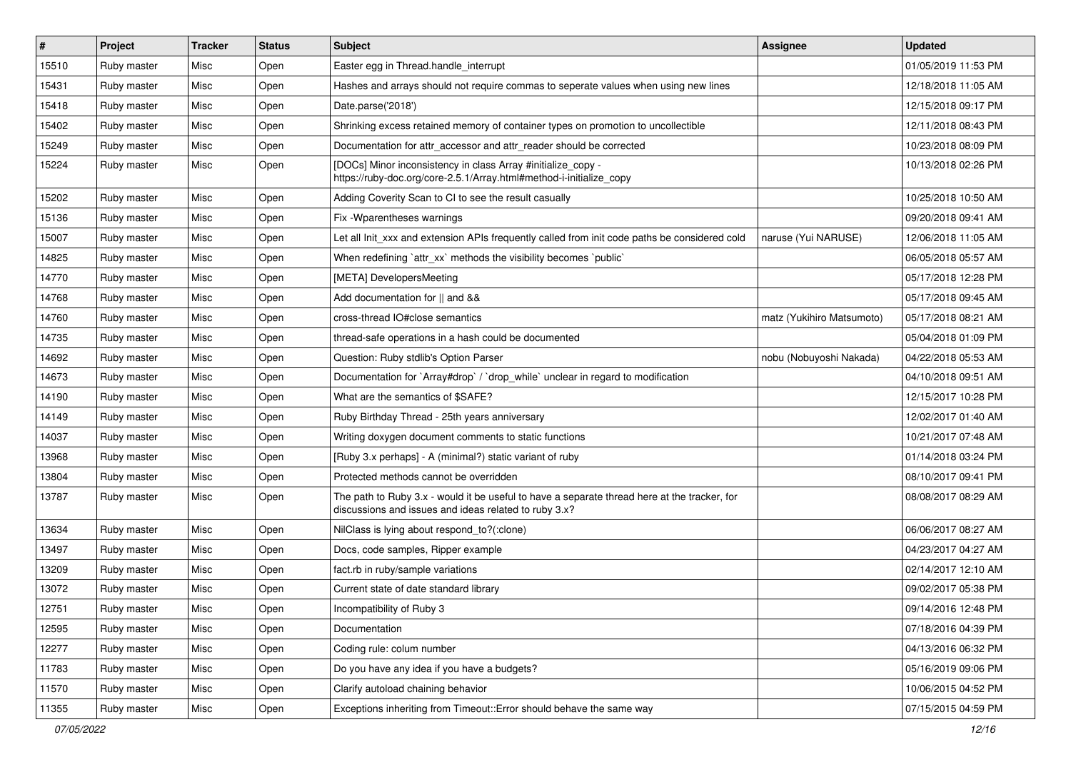| # | Project | Tracker | Status | Subject | Assignee | Updated |
|---|---|---|---|---|---|---|
| 15510 | Ruby master | Misc | Open | Easter egg in Thread.handle_interrupt | | 01/05/2019 11:53 PM |
| 15431 | Ruby master | Misc | Open | Hashes and arrays should not require commas to seperate values when using new lines | | 12/18/2018 11:05 AM |
| 15418 | Ruby master | Misc | Open | Date.parse('2018') | | 12/15/2018 09:17 PM |
| 15402 | Ruby master | Misc | Open | Shrinking excess retained memory of container types on promotion to uncollectible | | 12/11/2018 08:43 PM |
| 15249 | Ruby master | Misc | Open | Documentation for attr_accessor and attr_reader should be corrected | | 10/23/2018 08:09 PM |
| 15224 | Ruby master | Misc | Open | [DOCs] Minor inconsistency in class Array #initialize_copy - https://ruby-doc.org/core-2.5.1/Array.html#method-i-initialize_copy | | 10/13/2018 02:26 PM |
| 15202 | Ruby master | Misc | Open | Adding Coverity Scan to CI to see the result casually | | 10/25/2018 10:50 AM |
| 15136 | Ruby master | Misc | Open | Fix -Wparentheses warnings | | 09/20/2018 09:41 AM |
| 15007 | Ruby master | Misc | Open | Let all Init_xxx and extension APIs frequently called from init code paths be considered cold | naruse (Yui NARUSE) | 12/06/2018 11:05 AM |
| 14825 | Ruby master | Misc | Open | When redefining `attr_xx` methods the visibility becomes `public` | | 06/05/2018 05:57 AM |
| 14770 | Ruby master | Misc | Open | [META] DevelopersMeeting | | 05/17/2018 12:28 PM |
| 14768 | Ruby master | Misc | Open | Add documentation for \|\| and && | | 05/17/2018 09:45 AM |
| 14760 | Ruby master | Misc | Open | cross-thread IO#close semantics | matz (Yukihiro Matsumoto) | 05/17/2018 08:21 AM |
| 14735 | Ruby master | Misc | Open | thread-safe operations in a hash could be documented | | 05/04/2018 01:09 PM |
| 14692 | Ruby master | Misc | Open | Question: Ruby stdlib's Option Parser | nobu (Nobuyoshi Nakada) | 04/22/2018 05:53 AM |
| 14673 | Ruby master | Misc | Open | Documentation for `Array#drop` / `drop_while` unclear in regard to modification | | 04/10/2018 09:51 AM |
| 14190 | Ruby master | Misc | Open | What are the semantics of $SAFE? | | 12/15/2017 10:28 PM |
| 14149 | Ruby master | Misc | Open | Ruby Birthday Thread - 25th years anniversary | | 12/02/2017 01:40 AM |
| 14037 | Ruby master | Misc | Open | Writing doxygen document comments to static functions | | 10/21/2017 07:48 AM |
| 13968 | Ruby master | Misc | Open | [Ruby 3.x perhaps] - A (minimal?) static variant of ruby | | 01/14/2018 03:24 PM |
| 13804 | Ruby master | Misc | Open | Protected methods cannot be overridden | | 08/10/2017 09:41 PM |
| 13787 | Ruby master | Misc | Open | The path to Ruby 3.x - would it be useful to have a separate thread here at the tracker, for discussions and issues and ideas related to ruby 3.x? | | 08/08/2017 08:29 AM |
| 13634 | Ruby master | Misc | Open | NilClass is lying about respond_to?(:clone) | | 06/06/2017 08:27 AM |
| 13497 | Ruby master | Misc | Open | Docs, code samples, Ripper example | | 04/23/2017 04:27 AM |
| 13209 | Ruby master | Misc | Open | fact.rb in ruby/sample variations | | 02/14/2017 12:10 AM |
| 13072 | Ruby master | Misc | Open | Current state of date standard library | | 09/02/2017 05:38 PM |
| 12751 | Ruby master | Misc | Open | Incompatibility of Ruby 3 | | 09/14/2016 12:48 PM |
| 12595 | Ruby master | Misc | Open | Documentation | | 07/18/2016 04:39 PM |
| 12277 | Ruby master | Misc | Open | Coding rule: colum number | | 04/13/2016 06:32 PM |
| 11783 | Ruby master | Misc | Open | Do you have any idea if you have a budgets? | | 05/16/2019 09:06 PM |
| 11570 | Ruby master | Misc | Open | Clarify autoload chaining behavior | | 10/06/2015 04:52 PM |
| 11355 | Ruby master | Misc | Open | Exceptions inheriting from Timeout::Error should behave the same way | | 07/15/2015 04:59 PM |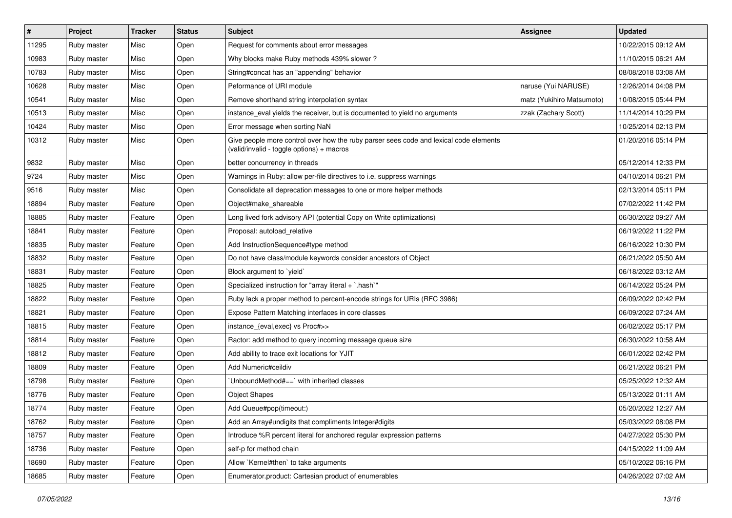| # | Project | Tracker | Status | Subject | Assignee | Updated |
|---|---|---|---|---|---|---|
| 11295 | Ruby master | Misc | Open | Request for comments about error messages | | 10/22/2015 09:12 AM |
| 10983 | Ruby master | Misc | Open | Why blocks make Ruby methods 439% slower ? | | 11/10/2015 06:21 AM |
| 10783 | Ruby master | Misc | Open | String#concat has an "appending" behavior | | 08/08/2018 03:08 AM |
| 10628 | Ruby master | Misc | Open | Peformance of URI module | naruse (Yui NARUSE) | 12/26/2014 04:08 PM |
| 10541 | Ruby master | Misc | Open | Remove shorthand string interpolation syntax | matz (Yukihiro Matsumoto) | 10/08/2015 05:44 PM |
| 10513 | Ruby master | Misc | Open | instance_eval yields the receiver, but is documented to yield no arguments | zzak (Zachary Scott) | 11/14/2014 10:29 PM |
| 10424 | Ruby master | Misc | Open | Error message when sorting NaN | | 10/25/2014 02:13 PM |
| 10312 | Ruby master | Misc | Open | Give people more control over how the ruby parser sees code and lexical code elements (valid/invalid - toggle options) + macros | | 01/20/2016 05:14 PM |
| 9832 | Ruby master | Misc | Open | better concurrency in threads | | 05/12/2014 12:33 PM |
| 9724 | Ruby master | Misc | Open | Warnings in Ruby: allow per-file directives to i.e. suppress warnings | | 04/10/2014 06:21 PM |
| 9516 | Ruby master | Misc | Open | Consolidate all deprecation messages to one or more helper methods | | 02/13/2014 05:11 PM |
| 18894 | Ruby master | Feature | Open | Object#make_shareable | | 07/02/2022 11:42 PM |
| 18885 | Ruby master | Feature | Open | Long lived fork advisory API (potential Copy on Write optimizations) | | 06/30/2022 09:27 AM |
| 18841 | Ruby master | Feature | Open | Proposal: autoload_relative | | 06/19/2022 11:22 PM |
| 18835 | Ruby master | Feature | Open | Add InstructionSequence#type method | | 06/16/2022 10:30 PM |
| 18832 | Ruby master | Feature | Open | Do not have class/module keywords consider ancestors of Object | | 06/21/2022 05:50 AM |
| 18831 | Ruby master | Feature | Open | Block argument to `yield` | | 06/18/2022 03:12 AM |
| 18825 | Ruby master | Feature | Open | Specialized instruction for "array literal + `.hash`" | | 06/14/2022 05:24 PM |
| 18822 | Ruby master | Feature | Open | Ruby lack a proper method to percent-encode strings for URIs (RFC 3986) | | 06/09/2022 02:42 PM |
| 18821 | Ruby master | Feature | Open | Expose Pattern Matching interfaces in core classes | | 06/09/2022 07:24 AM |
| 18815 | Ruby master | Feature | Open | instance_{eval,exec} vs Proc#>> | | 06/02/2022 05:17 PM |
| 18814 | Ruby master | Feature | Open | Ractor: add method to query incoming message queue size | | 06/30/2022 10:58 AM |
| 18812 | Ruby master | Feature | Open | Add ability to trace exit locations for YJIT | | 06/01/2022 02:42 PM |
| 18809 | Ruby master | Feature | Open | Add Numeric#ceildiv | | 06/21/2022 06:21 PM |
| 18798 | Ruby master | Feature | Open | `UnboundMethod#==` with inherited classes | | 05/25/2022 12:32 AM |
| 18776 | Ruby master | Feature | Open | Object Shapes | | 05/13/2022 01:11 AM |
| 18774 | Ruby master | Feature | Open | Add Queue#pop(timeout:) | | 05/20/2022 12:27 AM |
| 18762 | Ruby master | Feature | Open | Add an Array#undigits that compliments Integer#digits | | 05/03/2022 08:08 PM |
| 18757 | Ruby master | Feature | Open | Introduce %R percent literal for anchored regular expression patterns | | 04/27/2022 05:30 PM |
| 18736 | Ruby master | Feature | Open | self-p for method chain | | 04/15/2022 11:09 AM |
| 18690 | Ruby master | Feature | Open | Allow `Kernel#then` to take arguments | | 05/10/2022 06:16 PM |
| 18685 | Ruby master | Feature | Open | Enumerator.product: Cartesian product of enumerables | | 04/26/2022 07:02 AM |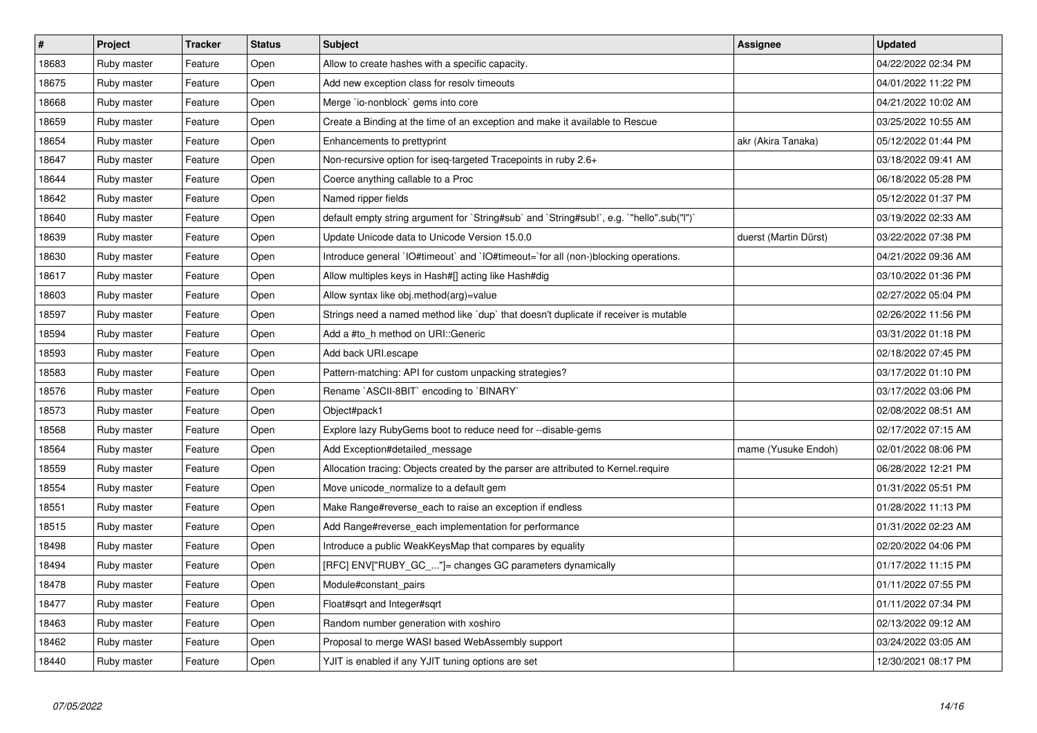| # | Project | Tracker | Status | Subject | Assignee | Updated |
|---|---|---|---|---|---|---|
| 18683 | Ruby master | Feature | Open | Allow to create hashes with a specific capacity. | | 04/22/2022 02:34 PM |
| 18675 | Ruby master | Feature | Open | Add new exception class for resolv timeouts | | 04/01/2022 11:22 PM |
| 18668 | Ruby master | Feature | Open | Merge `io-nonblock` gems into core | | 04/21/2022 10:02 AM |
| 18659 | Ruby master | Feature | Open | Create a Binding at the time of an exception and make it available to Rescue | | 03/25/2022 10:55 AM |
| 18654 | Ruby master | Feature | Open | Enhancements to prettyprint | akr (Akira Tanaka) | 05/12/2022 01:44 PM |
| 18647 | Ruby master | Feature | Open | Non-recursive option for iseq-targeted Tracepoints in ruby 2.6+ | | 03/18/2022 09:41 AM |
| 18644 | Ruby master | Feature | Open | Coerce anything callable to a Proc | | 06/18/2022 05:28 PM |
| 18642 | Ruby master | Feature | Open | Named ripper fields | | 05/12/2022 01:37 PM |
| 18640 | Ruby master | Feature | Open | default empty string argument for `String#sub` and `String#sub!`, e.g. `"hello".sub("l")` | | 03/19/2022 02:33 AM |
| 18639 | Ruby master | Feature | Open | Update Unicode data to Unicode Version 15.0.0 | duerst (Martin Dürst) | 03/22/2022 07:38 PM |
| 18630 | Ruby master | Feature | Open | Introduce general `IO#timeout` and `IO#timeout=`for all (non-)blocking operations. | | 04/21/2022 09:36 AM |
| 18617 | Ruby master | Feature | Open | Allow multiples keys in Hash#[] acting like Hash#dig | | 03/10/2022 01:36 PM |
| 18603 | Ruby master | Feature | Open | Allow syntax like obj.method(arg)=value | | 02/27/2022 05:04 PM |
| 18597 | Ruby master | Feature | Open | Strings need a named method like `dup` that doesn't duplicate if receiver is mutable | | 02/26/2022 11:56 PM |
| 18594 | Ruby master | Feature | Open | Add a #to_h method on URI::Generic | | 03/31/2022 01:18 PM |
| 18593 | Ruby master | Feature | Open | Add back URI.escape | | 02/18/2022 07:45 PM |
| 18583 | Ruby master | Feature | Open | Pattern-matching: API for custom unpacking strategies? | | 03/17/2022 01:10 PM |
| 18576 | Ruby master | Feature | Open | Rename `ASCII-8BIT` encoding to `BINARY` | | 03/17/2022 03:06 PM |
| 18573 | Ruby master | Feature | Open | Object#pack1 | | 02/08/2022 08:51 AM |
| 18568 | Ruby master | Feature | Open | Explore lazy RubyGems boot to reduce need for --disable-gems | | 02/17/2022 07:15 AM |
| 18564 | Ruby master | Feature | Open | Add Exception#detailed_message | mame (Yusuke Endoh) | 02/01/2022 08:06 PM |
| 18559 | Ruby master | Feature | Open | Allocation tracing: Objects created by the parser are attributed to Kernel.require | | 06/28/2022 12:21 PM |
| 18554 | Ruby master | Feature | Open | Move unicode_normalize to a default gem | | 01/31/2022 05:51 PM |
| 18551 | Ruby master | Feature | Open | Make Range#reverse_each to raise an exception if endless | | 01/28/2022 11:13 PM |
| 18515 | Ruby master | Feature | Open | Add Range#reverse_each implementation for performance | | 01/31/2022 02:23 AM |
| 18498 | Ruby master | Feature | Open | Introduce a public WeakKeysMap that compares by equality | | 02/20/2022 04:06 PM |
| 18494 | Ruby master | Feature | Open | [RFC] ENV["RUBY_GC_..."]= changes GC parameters dynamically | | 01/17/2022 11:15 PM |
| 18478 | Ruby master | Feature | Open | Module#constant_pairs | | 01/11/2022 07:55 PM |
| 18477 | Ruby master | Feature | Open | Float#sqrt and Integer#sqrt | | 01/11/2022 07:34 PM |
| 18463 | Ruby master | Feature | Open | Random number generation with xoshiro | | 02/13/2022 09:12 AM |
| 18462 | Ruby master | Feature | Open | Proposal to merge WASI based WebAssembly support | | 03/24/2022 03:05 AM |
| 18440 | Ruby master | Feature | Open | YJIT is enabled if any YJIT tuning options are set | | 12/30/2021 08:17 PM |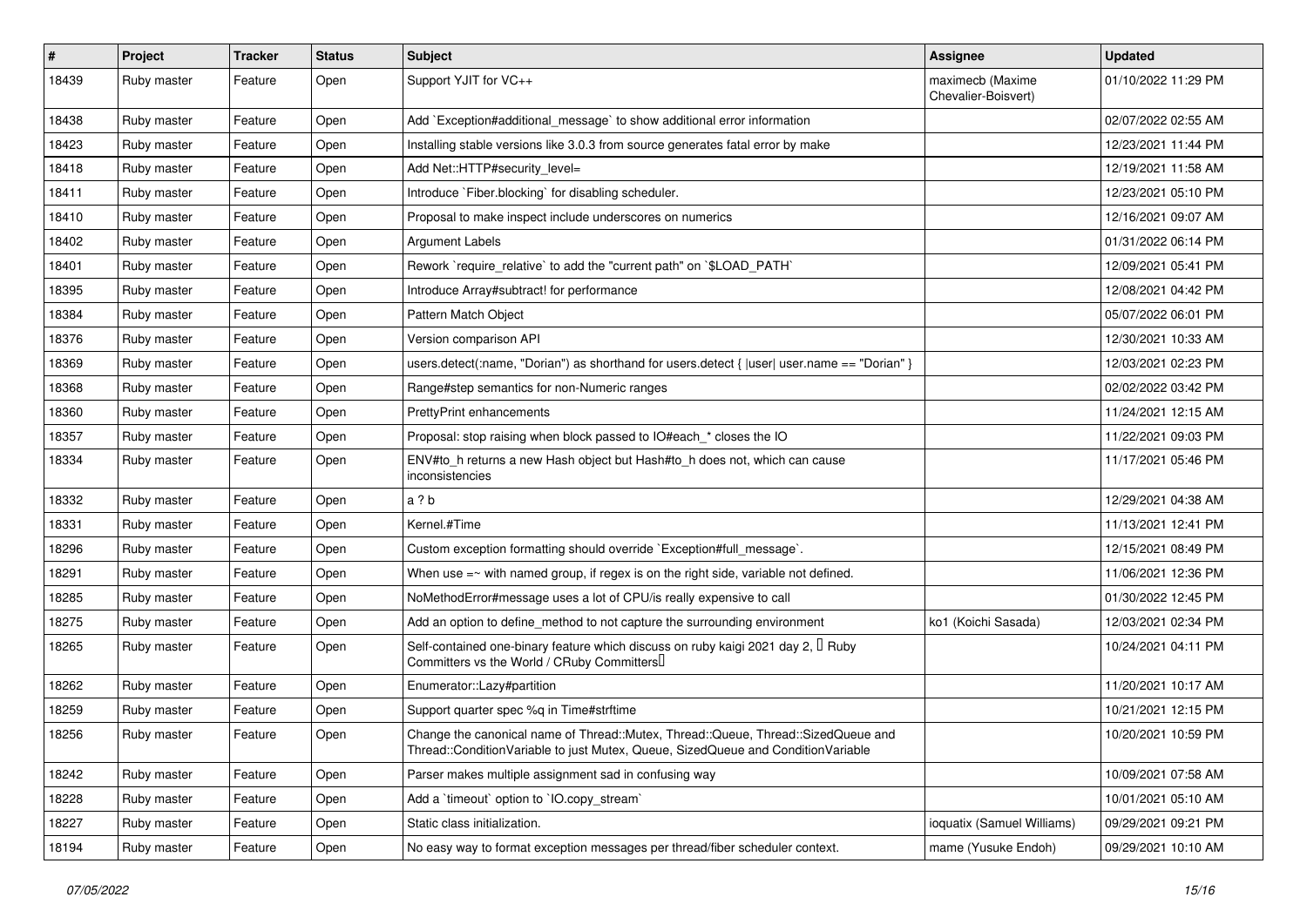| # | Project | Tracker | Status | Subject | Assignee | Updated |
|---|---|---|---|---|---|---|
| 18439 | Ruby master | Feature | Open | Support YJIT for VC++ | maximecb (Maxime Chevalier-Boisvert) | 01/10/2022 11:29 PM |
| 18438 | Ruby master | Feature | Open | Add `Exception#additional_message` to show additional error information | | 02/07/2022 02:55 AM |
| 18423 | Ruby master | Feature | Open | Installing stable versions like 3.0.3 from source generates fatal error by make | | 12/23/2021 11:44 PM |
| 18418 | Ruby master | Feature | Open | Add Net::HTTP#security_level= | | 12/19/2021 11:58 AM |
| 18411 | Ruby master | Feature | Open | Introduce `Fiber.blocking` for disabling scheduler. | | 12/23/2021 05:10 PM |
| 18410 | Ruby master | Feature | Open | Proposal to make inspect include underscores on numerics | | 12/16/2021 09:07 AM |
| 18402 | Ruby master | Feature | Open | Argument Labels | | 01/31/2022 06:14 PM |
| 18401 | Ruby master | Feature | Open | Rework `require_relative` to add the "current path" on `$LOAD_PATH` | | 12/09/2021 05:41 PM |
| 18395 | Ruby master | Feature | Open | Introduce Array#subtract! for performance | | 12/08/2021 04:42 PM |
| 18384 | Ruby master | Feature | Open | Pattern Match Object | | 05/07/2022 06:01 PM |
| 18376 | Ruby master | Feature | Open | Version comparison API | | 12/30/2021 10:33 AM |
| 18369 | Ruby master | Feature | Open | users.detect(:name, "Dorian") as shorthand for users.detect { \|user\| user.name == "Dorian" } | | 12/03/2021 02:23 PM |
| 18368 | Ruby master | Feature | Open | Range#step semantics for non-Numeric ranges | | 02/02/2022 03:42 PM |
| 18360 | Ruby master | Feature | Open | PrettyPrint enhancements | | 11/24/2021 12:15 AM |
| 18357 | Ruby master | Feature | Open | Proposal: stop raising when block passed to IO#each_* closes the IO | | 11/22/2021 09:03 PM |
| 18334 | Ruby master | Feature | Open | ENV#to_h returns a new Hash object but Hash#to_h does not, which can cause inconsistencies | | 11/17/2021 05:46 PM |
| 18332 | Ruby master | Feature | Open | a ? b | | 12/29/2021 04:38 AM |
| 18331 | Ruby master | Feature | Open | Kernel.#Time | | 11/13/2021 12:41 PM |
| 18296 | Ruby master | Feature | Open | Custom exception formatting should override `Exception#full_message`. | | 12/15/2021 08:49 PM |
| 18291 | Ruby master | Feature | Open | When use =~ with named group, if regex is on the right side, variable not defined. | | 11/06/2021 12:36 PM |
| 18285 | Ruby master | Feature | Open | NoMethodError#message uses a lot of CPU/is really expensive to call | | 01/30/2022 12:45 PM |
| 18275 | Ruby master | Feature | Open | Add an option to define_method to not capture the surrounding environment | ko1 (Koichi Sasada) | 12/03/2021 02:34 PM |
| 18265 | Ruby master | Feature | Open | Self-contained one-binary feature which discuss on ruby kaigi 2021 day 2, 「Ruby Committers vs the World / CRuby Committers」 | | 10/24/2021 04:11 PM |
| 18262 | Ruby master | Feature | Open | Enumerator::Lazy#partition | | 11/20/2021 10:17 AM |
| 18259 | Ruby master | Feature | Open | Support quarter spec %q in Time#strftime | | 10/21/2021 12:15 PM |
| 18256 | Ruby master | Feature | Open | Change the canonical name of Thread::Mutex, Thread::Queue, Thread::SizedQueue and Thread::ConditionVariable to just Mutex, Queue, SizedQueue and ConditionVariable | | 10/20/2021 10:59 PM |
| 18242 | Ruby master | Feature | Open | Parser makes multiple assignment sad in confusing way | | 10/09/2021 07:58 AM |
| 18228 | Ruby master | Feature | Open | Add a `timeout` option to `IO.copy_stream` | | 10/01/2021 05:10 AM |
| 18227 | Ruby master | Feature | Open | Static class initialization. | ioquatix (Samuel Williams) | 09/29/2021 09:21 PM |
| 18194 | Ruby master | Feature | Open | No easy way to format exception messages per thread/fiber scheduler context. | mame (Yusuke Endoh) | 09/29/2021 10:10 AM |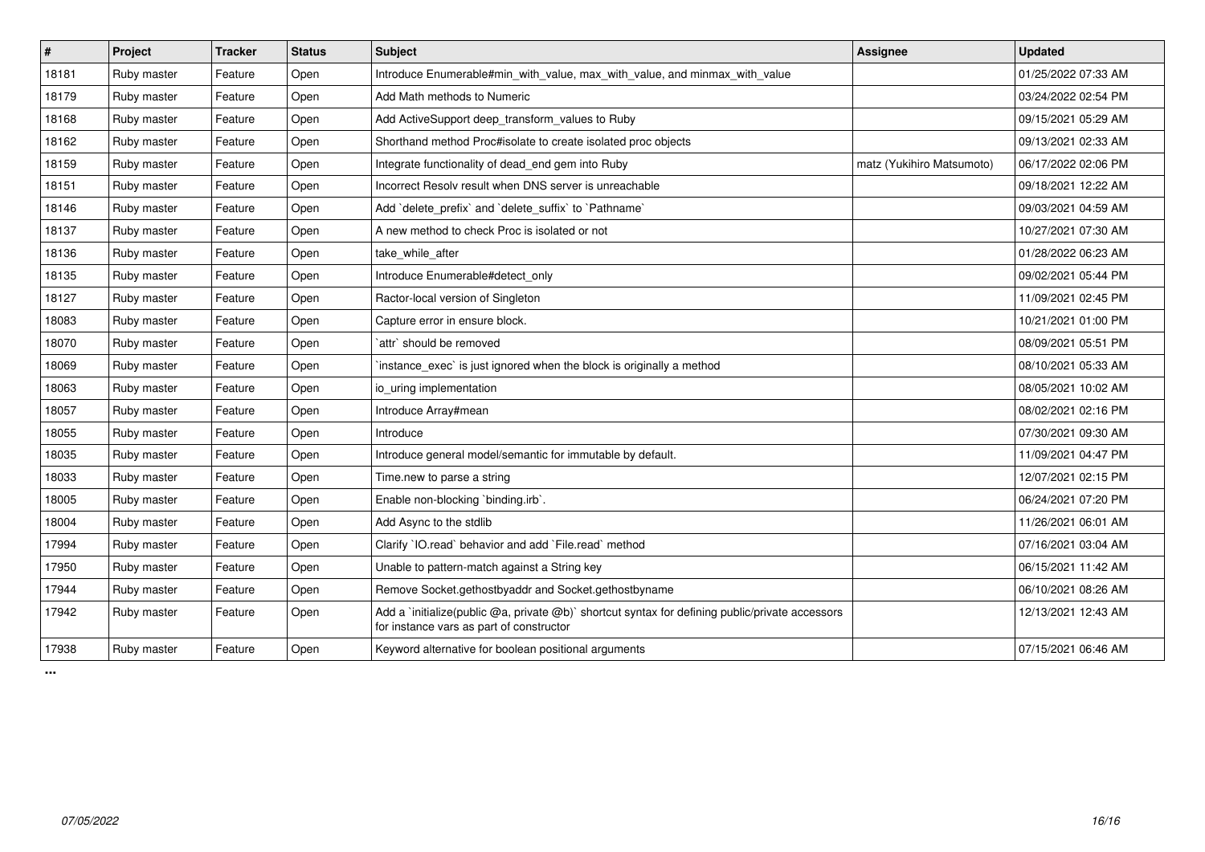| # | Project | Tracker | Status | Subject | Assignee | Updated |
|---|---|---|---|---|---|---|
| 18181 | Ruby master | Feature | Open | Introduce Enumerable#min_with_value, max_with_value, and minmax_with_value | | 01/25/2022 07:33 AM |
| 18179 | Ruby master | Feature | Open | Add Math methods to Numeric | | 03/24/2022 02:54 PM |
| 18168 | Ruby master | Feature | Open | Add ActiveSupport deep_transform_values to Ruby | | 09/15/2021 05:29 AM |
| 18162 | Ruby master | Feature | Open | Shorthand method Proc#isolate to create isolated proc objects | | 09/13/2021 02:33 AM |
| 18159 | Ruby master | Feature | Open | Integrate functionality of dead_end gem into Ruby | matz (Yukihiro Matsumoto) | 06/17/2022 02:06 PM |
| 18151 | Ruby master | Feature | Open | Incorrect Resolv result when DNS server is unreachable | | 09/18/2021 12:22 AM |
| 18146 | Ruby master | Feature | Open | Add `delete_prefix` and `delete_suffix` to `Pathname` | | 09/03/2021 04:59 AM |
| 18137 | Ruby master | Feature | Open | A new method to check Proc is isolated or not | | 10/27/2021 07:30 AM |
| 18136 | Ruby master | Feature | Open | take_while_after | | 01/28/2022 06:23 AM |
| 18135 | Ruby master | Feature | Open | Introduce Enumerable#detect_only | | 09/02/2021 05:44 PM |
| 18127 | Ruby master | Feature | Open | Ractor-local version of Singleton | | 11/09/2021 02:45 PM |
| 18083 | Ruby master | Feature | Open | Capture error in ensure block. | | 10/21/2021 01:00 PM |
| 18070 | Ruby master | Feature | Open | `attr` should be removed | | 08/09/2021 05:51 PM |
| 18069 | Ruby master | Feature | Open | `instance_exec` is just ignored when the block is originally a method | | 08/10/2021 05:33 AM |
| 18063 | Ruby master | Feature | Open | io_uring implementation | | 08/05/2021 10:02 AM |
| 18057 | Ruby master | Feature | Open | Introduce Array#mean | | 08/02/2021 02:16 PM |
| 18055 | Ruby master | Feature | Open | Introduce | | 07/30/2021 09:30 AM |
| 18035 | Ruby master | Feature | Open | Introduce general model/semantic for immutable by default. | | 11/09/2021 04:47 PM |
| 18033 | Ruby master | Feature | Open | Time.new to parse a string | | 12/07/2021 02:15 PM |
| 18005 | Ruby master | Feature | Open | Enable non-blocking `binding.irb`. | | 06/24/2021 07:20 PM |
| 18004 | Ruby master | Feature | Open | Add Async to the stdlib | | 11/26/2021 06:01 AM |
| 17994 | Ruby master | Feature | Open | Clarify `IO.read` behavior and add `File.read` method | | 07/16/2021 03:04 AM |
| 17950 | Ruby master | Feature | Open | Unable to pattern-match against a String key | | 06/15/2021 11:42 AM |
| 17944 | Ruby master | Feature | Open | Remove Socket.gethostbyaddr and Socket.gethostbyname | | 06/10/2021 08:26 AM |
| 17942 | Ruby master | Feature | Open | Add a `initialize(public @a, private @b)` shortcut syntax for defining public/private accessors for instance vars as part of constructor | | 12/13/2021 12:43 AM |
| 17938 | Ruby master | Feature | Open | Keyword alternative for boolean positional arguments | | 07/15/2021 06:46 AM |

...